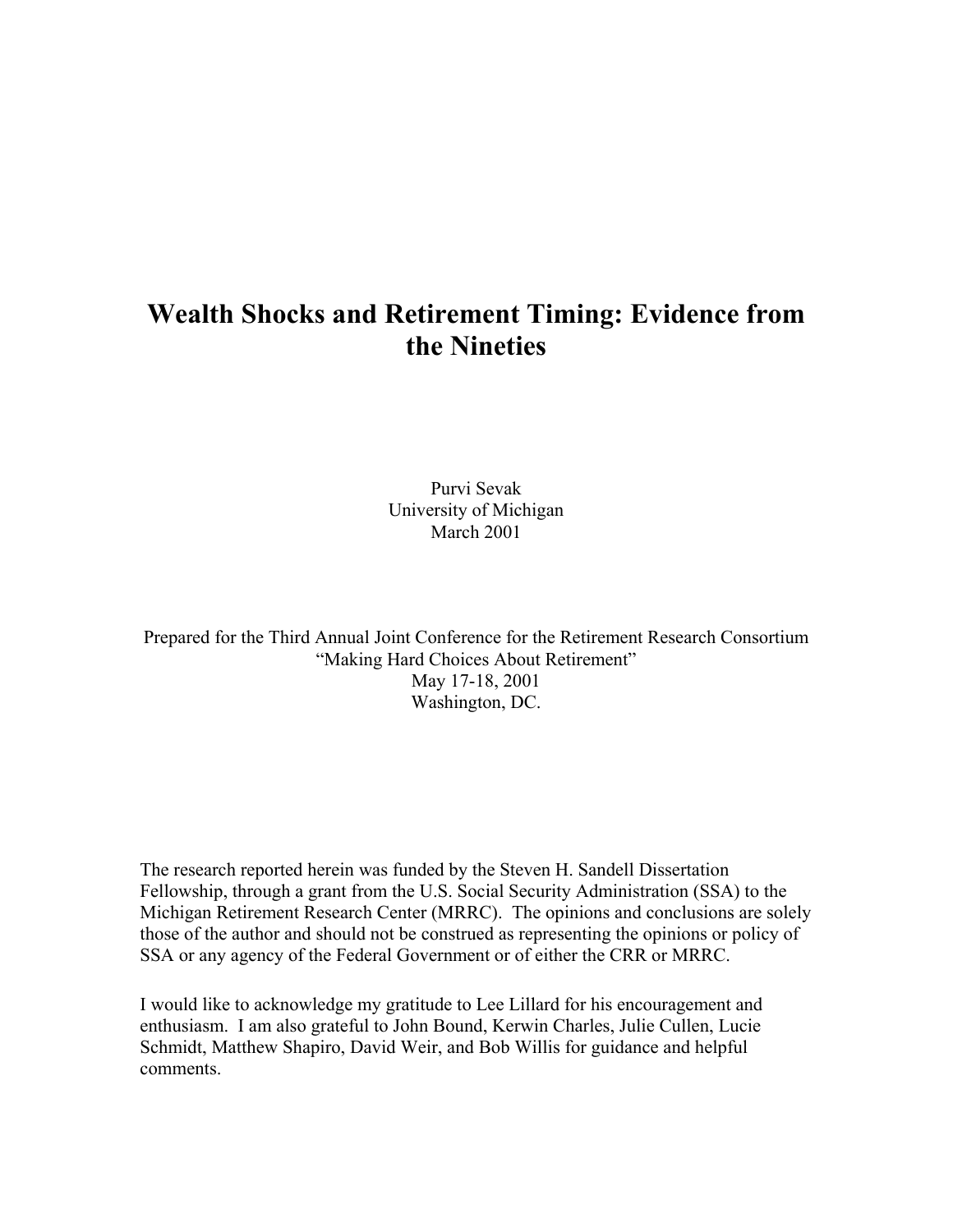# Wealth Shocks and Retirement Timing: Evidence from the Nineties

Purvi Sevak
University of Michigan
March 2001

Prepared for the Third Annual Joint Conference for the Retirement Research Consortium
"Making Hard Choices About Retirement"
May 17-18, 2001
Washington, DC.

The research reported herein was funded by the Steven H. Sandell Dissertation Fellowship, through a grant from the U.S. Social Security Administration (SSA) to the Michigan Retirement Research Center (MRRC). The opinions and conclusions are solely those of the author and should not be construed as representing the opinions or policy of SSA or any agency of the Federal Government or of either the CRR or MRRC.

I would like to acknowledge my gratitude to Lee Lillard for his encouragement and enthusiasm. I am also grateful to John Bound, Kerwin Charles, Julie Cullen, Lucie Schmidt, Matthew Shapiro, David Weir, and Bob Willis for guidance and helpful comments.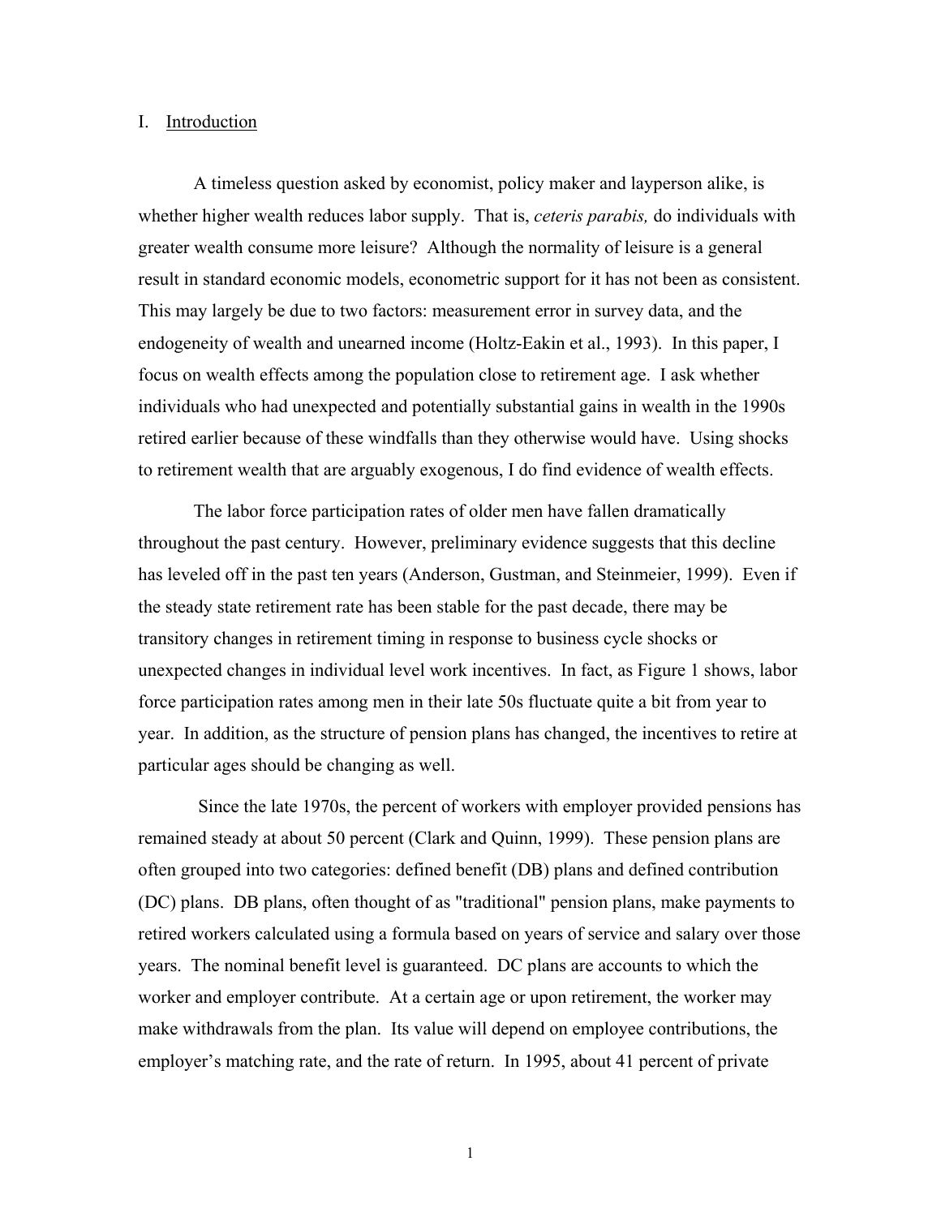## I. Introduction

A timeless question asked by economist, policy maker and layperson alike, is whether higher wealth reduces labor supply. That is, *ceteris parabis,* do individuals with greater wealth consume more leisure? Although the normality of leisure is a general result in standard economic models, econometric support for it has not been as consistent. This may largely be due to two factors: measurement error in survey data, and the endogeneity of wealth and unearned income (Holtz-Eakin et al., 1993). In this paper, I focus on wealth effects among the population close to retirement age. I ask whether individuals who had unexpected and potentially substantial gains in wealth in the 1990s retired earlier because of these windfalls than they otherwise would have. Using shocks to retirement wealth that are arguably exogenous, I do find evidence of wealth effects.

The labor force participation rates of older men have fallen dramatically throughout the past century. However, preliminary evidence suggests that this decline has leveled off in the past ten years (Anderson, Gustman, and Steinmeier, 1999). Even if the steady state retirement rate has been stable for the past decade, there may be transitory changes in retirement timing in response to business cycle shocks or unexpected changes in individual level work incentives. In fact, as Figure 1 shows, labor force participation rates among men in their late 50s fluctuate quite a bit from year to year. In addition, as the structure of pension plans has changed, the incentives to retire at particular ages should be changing as well.

Since the late 1970s, the percent of workers with employer provided pensions has remained steady at about 50 percent (Clark and Quinn, 1999). These pension plans are often grouped into two categories: defined benefit (DB) plans and defined contribution (DC) plans. DB plans, often thought of as "traditional" pension plans, make payments to retired workers calculated using a formula based on years of service and salary over those years. The nominal benefit level is guaranteed. DC plans are accounts to which the worker and employer contribute. At a certain age or upon retirement, the worker may make withdrawals from the plan. Its value will depend on employee contributions, the employer's matching rate, and the rate of return. In 1995, about 41 percent of private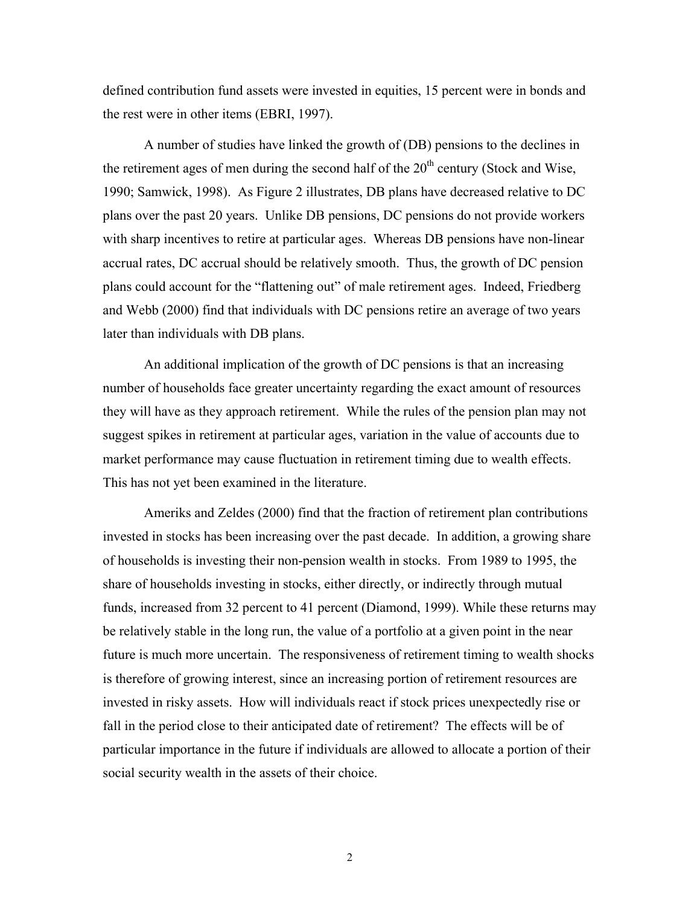defined contribution fund assets were invested in equities, 15 percent were in bonds and the rest were in other items (EBRI, 1997).

A number of studies have linked the growth of (DB) pensions to the declines in the retirement ages of men during the second half of the $20^{th}$ century (Stock and Wise, 1990; Samwick, 1998). As Figure 2 illustrates, DB plans have decreased relative to DC plans over the past 20 years. Unlike DB pensions, DC pensions do not provide workers with sharp incentives to retire at particular ages. Whereas DB pensions have non-linear accrual rates, DC accrual should be relatively smooth. Thus, the growth of DC pension plans could account for the "flattening out" of male retirement ages. Indeed, Friedberg and Webb (2000) find that individuals with DC pensions retire an average of two years later than individuals with DB plans.

An additional implication of the growth of DC pensions is that an increasing number of households face greater uncertainty regarding the exact amount of resources they will have as they approach retirement. While the rules of the pension plan may not suggest spikes in retirement at particular ages, variation in the value of accounts due to market performance may cause fluctuation in retirement timing due to wealth effects. This has not yet been examined in the literature.

Ameriks and Zeldes (2000) find that the fraction of retirement plan contributions invested in stocks has been increasing over the past decade. In addition, a growing share of households is investing their non-pension wealth in stocks. From 1989 to 1995, the share of households investing in stocks, either directly, or indirectly through mutual funds, increased from 32 percent to 41 percent (Diamond, 1999). While these returns may be relatively stable in the long run, the value of a portfolio at a given point in the near future is much more uncertain. The responsiveness of retirement timing to wealth shocks is therefore of growing interest, since an increasing portion of retirement resources are invested in risky assets. How will individuals react if stock prices unexpectedly rise or fall in the period close to their anticipated date of retirement? The effects will be of particular importance in the future if individuals are allowed to allocate a portion of their social security wealth in the assets of their choice.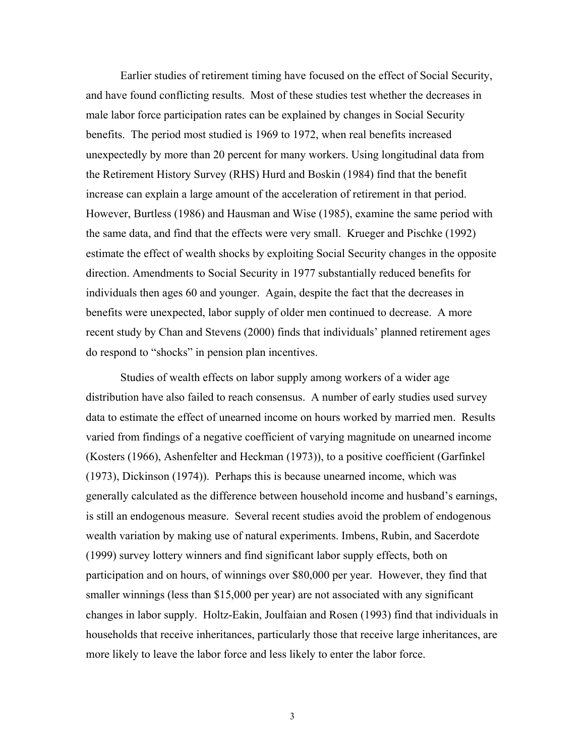Earlier studies of retirement timing have focused on the effect of Social Security, and have found conflicting results. Most of these studies test whether the decreases in male labor force participation rates can be explained by changes in Social Security benefits. The period most studied is 1969 to 1972, when real benefits increased unexpectedly by more than 20 percent for many workers. Using longitudinal data from the Retirement History Survey (RHS) Hurd and Boskin (1984) find that the benefit increase can explain a large amount of the acceleration of retirement in that period. However, Burtless (1986) and Hausman and Wise (1985), examine the same period with the same data, and find that the effects were very small. Krueger and Pischke (1992) estimate the effect of wealth shocks by exploiting Social Security changes in the opposite direction. Amendments to Social Security in 1977 substantially reduced benefits for individuals then ages 60 and younger. Again, despite the fact that the decreases in benefits were unexpected, labor supply of older men continued to decrease. A more recent study by Chan and Stevens (2000) finds that individuals' planned retirement ages do respond to "shocks" in pension plan incentives.

Studies of wealth effects on labor supply among workers of a wider age distribution have also failed to reach consensus. A number of early studies used survey data to estimate the effect of unearned income on hours worked by married men. Results varied from findings of a negative coefficient of varying magnitude on unearned income (Kosters (1966), Ashenfelter and Heckman (1973)), to a positive coefficient (Garfinkel (1973), Dickinson (1974)). Perhaps this is because unearned income, which was generally calculated as the difference between household income and husband's earnings, is still an endogenous measure. Several recent studies avoid the problem of endogenous wealth variation by making use of natural experiments. Imbens, Rubin, and Sacerdote (1999) survey lottery winners and find significant labor supply effects, both on participation and on hours, of winnings over $80,000 per year. However, they find that smaller winnings (less than $15,000 per year) are not associated with any significant changes in labor supply. Holtz-Eakin, Joulfaian and Rosen (1993) find that individuals in households that receive inheritances, particularly those that receive large inheritances, are more likely to leave the labor force and less likely to enter the labor force.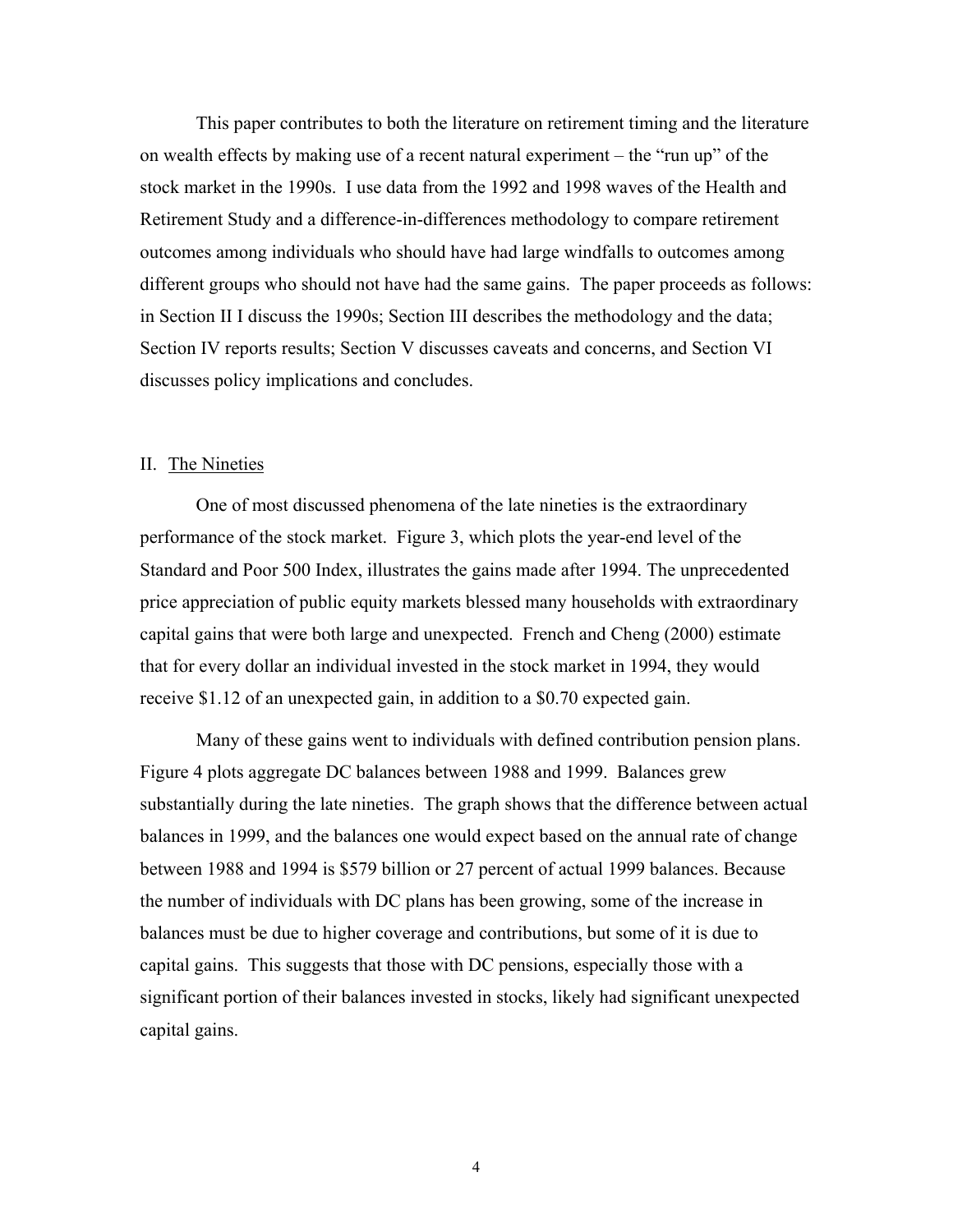This paper contributes to both the literature on retirement timing and the literature on wealth effects by making use of a recent natural experiment – the "run up" of the stock market in the 1990s. I use data from the 1992 and 1998 waves of the Health and Retirement Study and a difference-in-differences methodology to compare retirement outcomes among individuals who should have had large windfalls to outcomes among different groups who should not have had the same gains. The paper proceeds as follows: in Section II I discuss the 1990s; Section III describes the methodology and the data; Section IV reports results; Section V discusses caveats and concerns, and Section VI discusses policy implications and concludes.

## II. The Nineties

One of most discussed phenomena of the late nineties is the extraordinary performance of the stock market. Figure 3, which plots the year-end level of the Standard and Poor 500 Index, illustrates the gains made after 1994. The unprecedented price appreciation of public equity markets blessed many households with extraordinary capital gains that were both large and unexpected. French and Cheng (2000) estimate that for every dollar an individual invested in the stock market in 1994, they would receive $1.12 of an unexpected gain, in addition to a $0.70 expected gain.

Many of these gains went to individuals with defined contribution pension plans. Figure 4 plots aggregate DC balances between 1988 and 1999. Balances grew substantially during the late nineties. The graph shows that the difference between actual balances in 1999, and the balances one would expect based on the annual rate of change between 1988 and 1994 is $579 billion or 27 percent of actual 1999 balances. Because the number of individuals with DC plans has been growing, some of the increase in balances must be due to higher coverage and contributions, but some of it is due to capital gains. This suggests that those with DC pensions, especially those with a significant portion of their balances invested in stocks, likely had significant unexpected capital gains.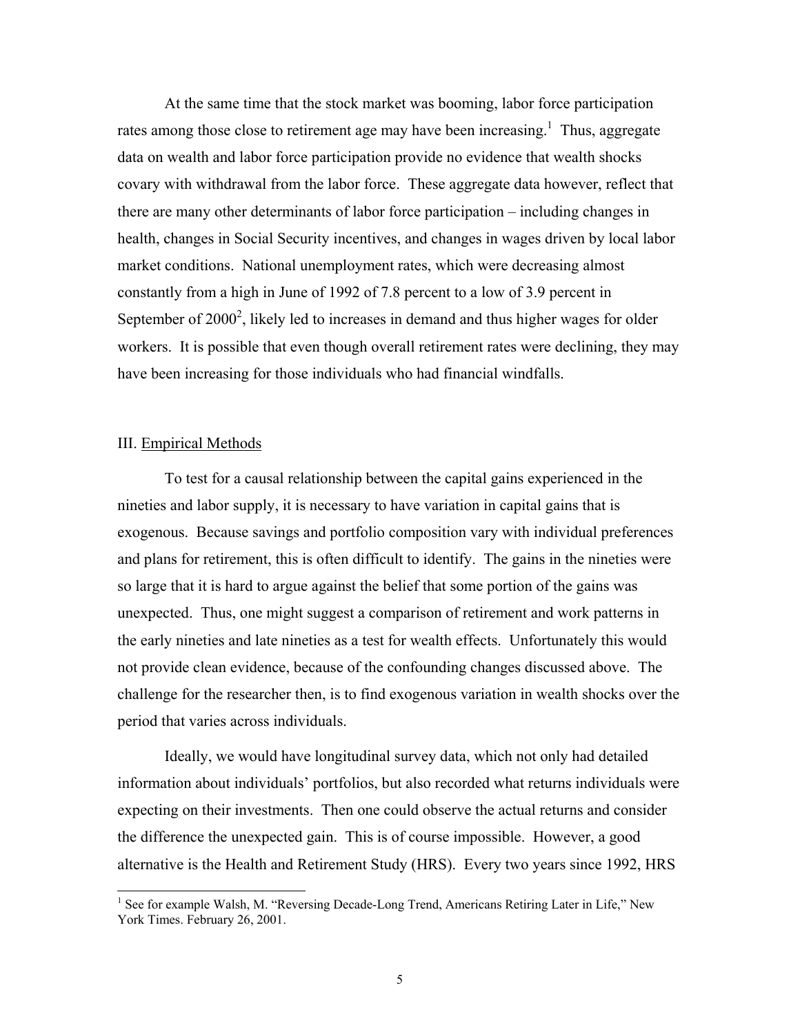At the same time that the stock market was booming, labor force participation rates among those close to retirement age may have been increasing.[1] Thus, aggregate data on wealth and labor force participation provide no evidence that wealth shocks covary with withdrawal from the labor force. These aggregate data however, reflect that there are many other determinants of labor force participation – including changes in health, changes in Social Security incentives, and changes in wages driven by local labor market conditions. National unemployment rates, which were decreasing almost constantly from a high in June of 1992 of 7.8 percent to a low of 3.9 percent in September of 2000[2], likely led to increases in demand and thus higher wages for older workers. It is possible that even though overall retirement rates were declining, they may have been increasing for those individuals who had financial windfalls.

## III. Empirical Methods

To test for a causal relationship between the capital gains experienced in the nineties and labor supply, it is necessary to have variation in capital gains that is exogenous. Because savings and portfolio composition vary with individual preferences and plans for retirement, this is often difficult to identify. The gains in the nineties were so large that it is hard to argue against the belief that some portion of the gains was unexpected. Thus, one might suggest a comparison of retirement and work patterns in the early nineties and late nineties as a test for wealth effects. Unfortunately this would not provide clean evidence, because of the confounding changes discussed above. The challenge for the researcher then, is to find exogenous variation in wealth shocks over the period that varies across individuals.

Ideally, we would have longitudinal survey data, which not only had detailed information about individuals' portfolios, but also recorded what returns individuals were expecting on their investments. Then one could observe the actual returns and consider the difference the unexpected gain. This is of course impossible. However, a good alternative is the Health and Retirement Study (HRS). Every two years since 1992, HRS

---

[1] See for example Walsh, M. "Reversing Decade-Long Trend, Americans Retiring Later in Life," New York Times. February 26, 2001.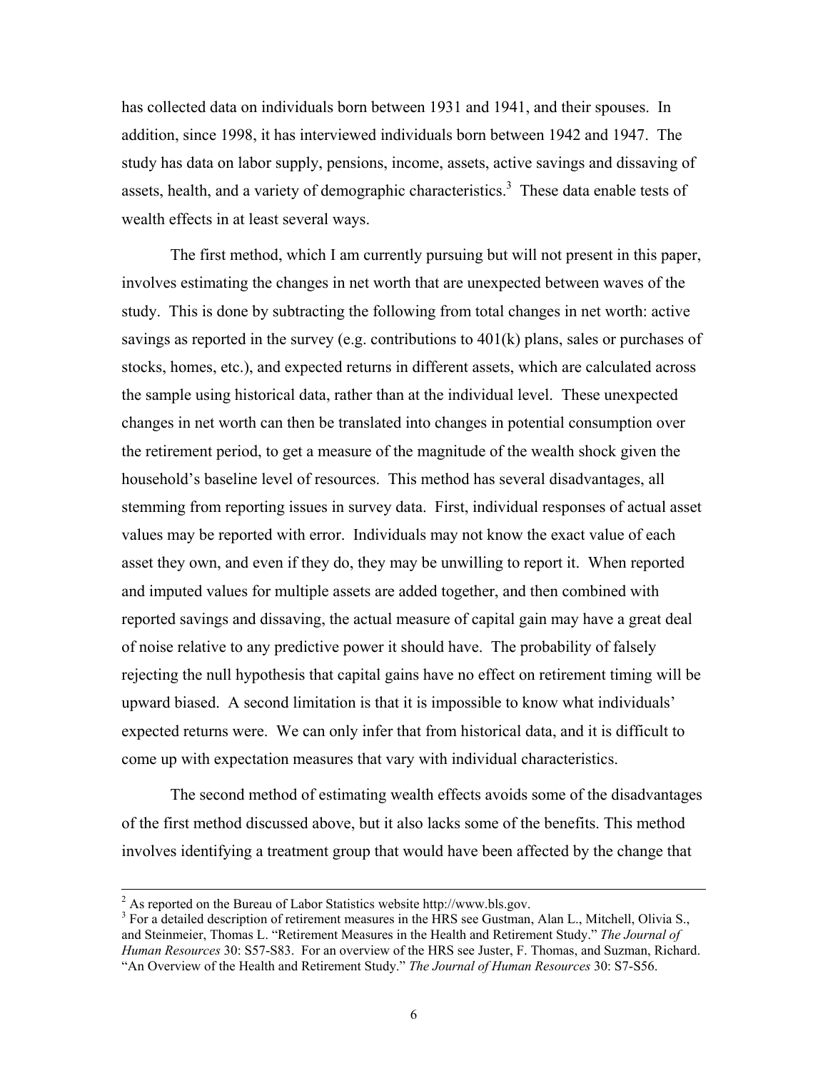has collected data on individuals born between 1931 and 1941, and their spouses. In addition, since 1998, it has interviewed individuals born between 1942 and 1947. The study has data on labor supply, pensions, income, assets, active savings and dissaving of assets, health, and a variety of demographic characteristics.[3] These data enable tests of wealth effects in at least several ways.

The first method, which I am currently pursuing but will not present in this paper, involves estimating the changes in net worth that are unexpected between waves of the study. This is done by subtracting the following from total changes in net worth: active savings as reported in the survey (e.g. contributions to 401(k) plans, sales or purchases of stocks, homes, etc.), and expected returns in different assets, which are calculated across the sample using historical data, rather than at the individual level. These unexpected changes in net worth can then be translated into changes in potential consumption over the retirement period, to get a measure of the magnitude of the wealth shock given the household's baseline level of resources. This method has several disadvantages, all stemming from reporting issues in survey data. First, individual responses of actual asset values may be reported with error. Individuals may not know the exact value of each asset they own, and even if they do, they may be unwilling to report it. When reported and imputed values for multiple assets are added together, and then combined with reported savings and dissaving, the actual measure of capital gain may have a great deal of noise relative to any predictive power it should have. The probability of falsely rejecting the null hypothesis that capital gains have no effect on retirement timing will be upward biased. A second limitation is that it is impossible to know what individuals' expected returns were. We can only infer that from historical data, and it is difficult to come up with expectation measures that vary with individual characteristics.

The second method of estimating wealth effects avoids some of the disadvantages of the first method discussed above, but it also lacks some of the benefits. This method involves identifying a treatment group that would have been affected by the change that

---

[2] As reported on the Bureau of Labor Statistics website http://www.bls.gov.

[3] For a detailed description of retirement measures in the HRS see Gustman, Alan L., Mitchell, Olivia S., and Steinmeier, Thomas L. "Retirement Measures in the Health and Retirement Study." *The Journal of Human Resources* 30: S57-S83. For an overview of the HRS see Juster, F. Thomas, and Suzman, Richard. "An Overview of the Health and Retirement Study." *The Journal of Human Resources* 30: S7-S56.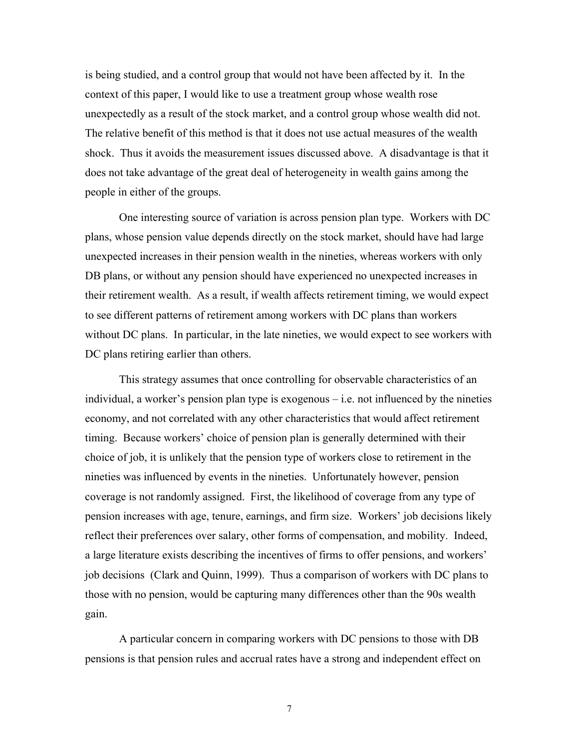is being studied, and a control group that would not have been affected by it. In the context of this paper, I would like to use a treatment group whose wealth rose unexpectedly as a result of the stock market, and a control group whose wealth did not. The relative benefit of this method is that it does not use actual measures of the wealth shock. Thus it avoids the measurement issues discussed above. A disadvantage is that it does not take advantage of the great deal of heterogeneity in wealth gains among the people in either of the groups.

One interesting source of variation is across pension plan type. Workers with DC plans, whose pension value depends directly on the stock market, should have had large unexpected increases in their pension wealth in the nineties, whereas workers with only DB plans, or without any pension should have experienced no unexpected increases in their retirement wealth. As a result, if wealth affects retirement timing, we would expect to see different patterns of retirement among workers with DC plans than workers without DC plans. In particular, in the late nineties, we would expect to see workers with DC plans retiring earlier than others.

This strategy assumes that once controlling for observable characteristics of an individual, a worker's pension plan type is exogenous – i.e. not influenced by the nineties economy, and not correlated with any other characteristics that would affect retirement timing. Because workers' choice of pension plan is generally determined with their choice of job, it is unlikely that the pension type of workers close to retirement in the nineties was influenced by events in the nineties. Unfortunately however, pension coverage is not randomly assigned. First, the likelihood of coverage from any type of pension increases with age, tenure, earnings, and firm size. Workers' job decisions likely reflect their preferences over salary, other forms of compensation, and mobility. Indeed, a large literature exists describing the incentives of firms to offer pensions, and workers' job decisions (Clark and Quinn, 1999). Thus a comparison of workers with DC plans to those with no pension, would be capturing many differences other than the 90s wealth gain.

A particular concern in comparing workers with DC pensions to those with DB pensions is that pension rules and accrual rates have a strong and independent effect on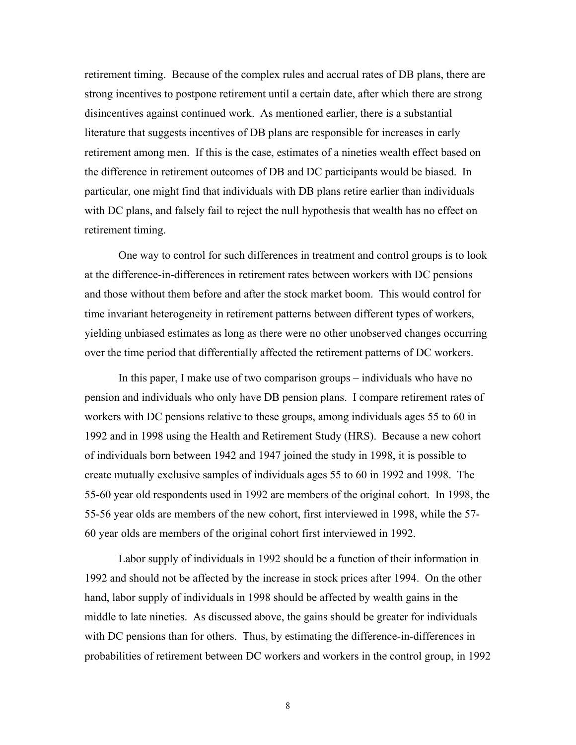retirement timing. Because of the complex rules and accrual rates of DB plans, there are strong incentives to postpone retirement until a certain date, after which there are strong disincentives against continued work. As mentioned earlier, there is a substantial literature that suggests incentives of DB plans are responsible for increases in early retirement among men. If this is the case, estimates of a nineties wealth effect based on the difference in retirement outcomes of DB and DC participants would be biased. In particular, one might find that individuals with DB plans retire earlier than individuals with DC plans, and falsely fail to reject the null hypothesis that wealth has no effect on retirement timing.

One way to control for such differences in treatment and control groups is to look at the difference-in-differences in retirement rates between workers with DC pensions and those without them before and after the stock market boom. This would control for time invariant heterogeneity in retirement patterns between different types of workers, yielding unbiased estimates as long as there were no other unobserved changes occurring over the time period that differentially affected the retirement patterns of DC workers.

In this paper, I make use of two comparison groups – individuals who have no pension and individuals who only have DB pension plans. I compare retirement rates of workers with DC pensions relative to these groups, among individuals ages 55 to 60 in 1992 and in 1998 using the Health and Retirement Study (HRS). Because a new cohort of individuals born between 1942 and 1947 joined the study in 1998, it is possible to create mutually exclusive samples of individuals ages 55 to 60 in 1992 and 1998. The 55-60 year old respondents used in 1992 are members of the original cohort. In 1998, the 55-56 year olds are members of the new cohort, first interviewed in 1998, while the 57-60 year olds are members of the original cohort first interviewed in 1992.

Labor supply of individuals in 1992 should be a function of their information in 1992 and should not be affected by the increase in stock prices after 1994. On the other hand, labor supply of individuals in 1998 should be affected by wealth gains in the middle to late nineties. As discussed above, the gains should be greater for individuals with DC pensions than for others. Thus, by estimating the difference-in-differences in probabilities of retirement between DC workers and workers in the control group, in 1992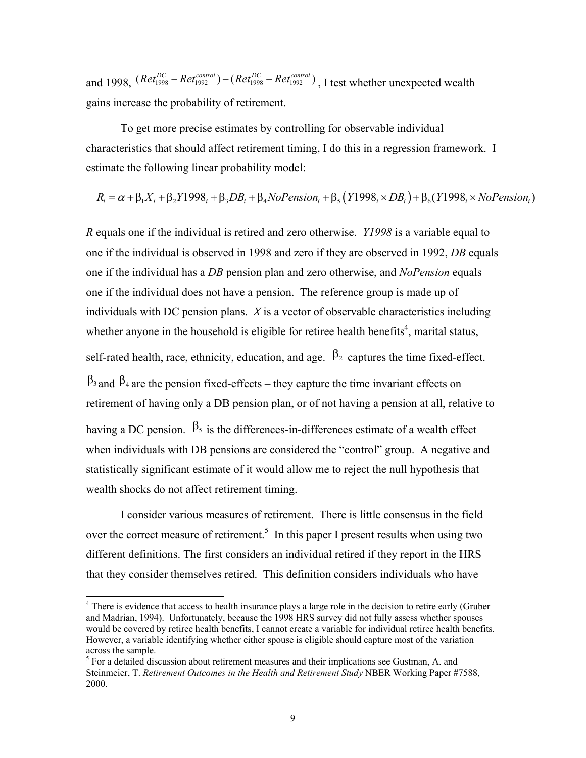and 1998, $(Ret_{1998}^{DC} - Ret_{1992}^{control}) - (Ret_{1998}^{DC} - Ret_{1992}^{control})$, I test whether unexpected wealth gains increase the probability of retirement.

To get more precise estimates by controlling for observable individual characteristics that should affect retirement timing, I do this in a regression framework. I estimate the following linear probability model:

$$R_i = \alpha + \beta_1 X_i + \beta_2 Y1998_i + \beta_3 DB_i + \beta_4 NoPension_i + \beta_5 \left(Y1998_i \times DB_i\right) + \beta_6 (Y1998_i \times NoPension_i)$$

*R* equals one if the individual is retired and zero otherwise. *Y1998* is a variable equal to one if the individual is observed in 1998 and zero if they are observed in 1992, *DB* equals one if the individual has a *DB* pension plan and zero otherwise, and *NoPension* equals one if the individual does not have a pension. The reference group is made up of individuals with DC pension plans. *X* is a vector of observable characteristics including whether anyone in the household is eligible for retiree health benefits[4], marital status, self-rated health, race, ethnicity, education, and age. $\beta_2$ captures the time fixed-effect. $\beta_3$ and $\beta_4$ are the pension fixed-effects – they capture the time invariant effects on retirement of having only a DB pension plan, or of not having a pension at all, relative to having a DC pension. $\beta_5$ is the differences-in-differences estimate of a wealth effect when individuals with DB pensions are considered the "control" group. A negative and statistically significant estimate of it would allow me to reject the null hypothesis that wealth shocks do not affect retirement timing.

I consider various measures of retirement. There is little consensus in the field over the correct measure of retirement.[5] In this paper I present results when using two different definitions. The first considers an individual retired if they report in the HRS that they consider themselves retired. This definition considers individuals who have

---

[4] There is evidence that access to health insurance plays a large role in the decision to retire early (Gruber and Madrian, 1994). Unfortunately, because the 1998 HRS survey did not fully assess whether spouses would be covered by retiree health benefits, I cannot create a variable for individual retiree health benefits. However, a variable identifying whether either spouse is eligible should capture most of the variation across the sample.

[5] For a detailed discussion about retirement measures and their implications see Gustman, A. and Steinmeier, T. *Retirement Outcomes in the Health and Retirement Study* NBER Working Paper #7588, 2000.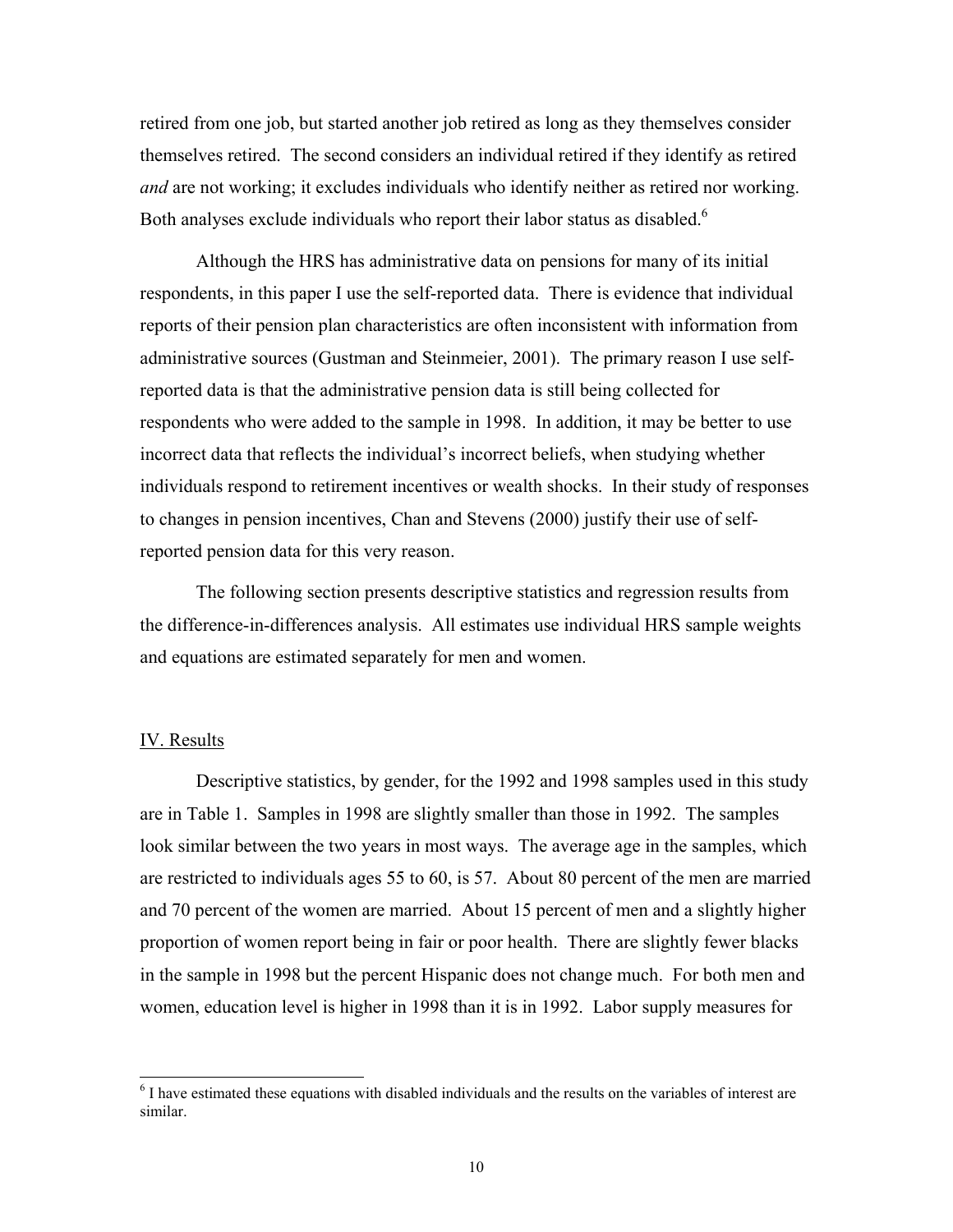retired from one job, but started another job retired as long as they themselves consider themselves retired. The second considers an individual retired if they identify as retired *and* are not working; it excludes individuals who identify neither as retired nor working. Both analyses exclude individuals who report their labor status as disabled.[6]

Although the HRS has administrative data on pensions for many of its initial respondents, in this paper I use the self-reported data. There is evidence that individual reports of their pension plan characteristics are often inconsistent with information from administrative sources (Gustman and Steinmeier, 2001). The primary reason I use self-reported data is that the administrative pension data is still being collected for respondents who were added to the sample in 1998. In addition, it may be better to use incorrect data that reflects the individual's incorrect beliefs, when studying whether individuals respond to retirement incentives or wealth shocks. In their study of responses to changes in pension incentives, Chan and Stevens (2000) justify their use of self-reported pension data for this very reason.

The following section presents descriptive statistics and regression results from the difference-in-differences analysis. All estimates use individual HRS sample weights and equations are estimated separately for men and women.

## IV. Results

Descriptive statistics, by gender, for the 1992 and 1998 samples used in this study are in Table 1. Samples in 1998 are slightly smaller than those in 1992. The samples look similar between the two years in most ways. The average age in the samples, which are restricted to individuals ages 55 to 60, is 57. About 80 percent of the men are married and 70 percent of the women are married. About 15 percent of men and a slightly higher proportion of women report being in fair or poor health. There are slightly fewer blacks in the sample in 1998 but the percent Hispanic does not change much. For both men and women, education level is higher in 1998 than it is in 1992. Labor supply measures for

[6] I have estimated these equations with disabled individuals and the results on the variables of interest are similar.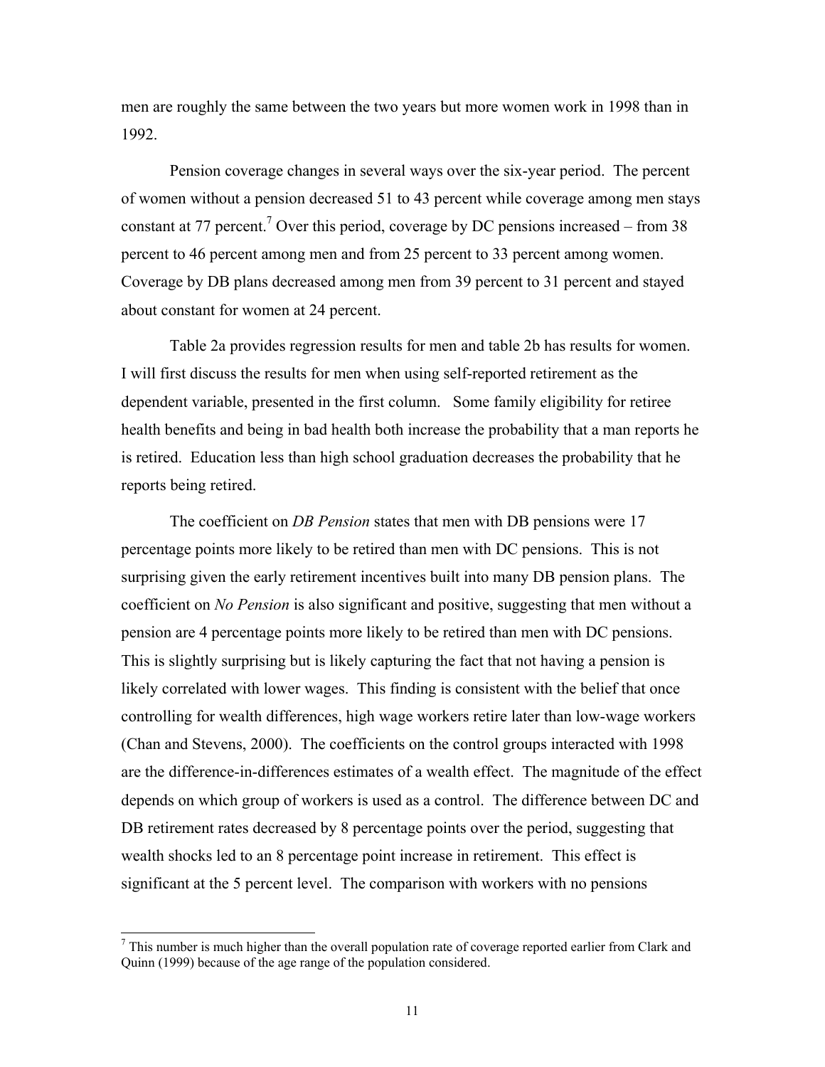men are roughly the same between the two years but more women work in 1998 than in 1992.

Pension coverage changes in several ways over the six-year period. The percent of women without a pension decreased 51 to 43 percent while coverage among men stays constant at 77 percent.[7] Over this period, coverage by DC pensions increased – from 38 percent to 46 percent among men and from 25 percent to 33 percent among women. Coverage by DB plans decreased among men from 39 percent to 31 percent and stayed about constant for women at 24 percent.

Table 2a provides regression results for men and table 2b has results for women. I will first discuss the results for men when using self-reported retirement as the dependent variable, presented in the first column. Some family eligibility for retiree health benefits and being in bad health both increase the probability that a man reports he is retired. Education less than high school graduation decreases the probability that he reports being retired.

The coefficient on *DB Pension* states that men with DB pensions were 17 percentage points more likely to be retired than men with DC pensions. This is not surprising given the early retirement incentives built into many DB pension plans. The coefficient on *No Pension* is also significant and positive, suggesting that men without a pension are 4 percentage points more likely to be retired than men with DC pensions. This is slightly surprising but is likely capturing the fact that not having a pension is likely correlated with lower wages. This finding is consistent with the belief that once controlling for wealth differences, high wage workers retire later than low-wage workers (Chan and Stevens, 2000). The coefficients on the control groups interacted with 1998 are the difference-in-differences estimates of a wealth effect. The magnitude of the effect depends on which group of workers is used as a control. The difference between DC and DB retirement rates decreased by 8 percentage points over the period, suggesting that wealth shocks led to an 8 percentage point increase in retirement. This effect is significant at the 5 percent level. The comparison with workers with no pensions

[7] This number is much higher than the overall population rate of coverage reported earlier from Clark and Quinn (1999) because of the age range of the population considered.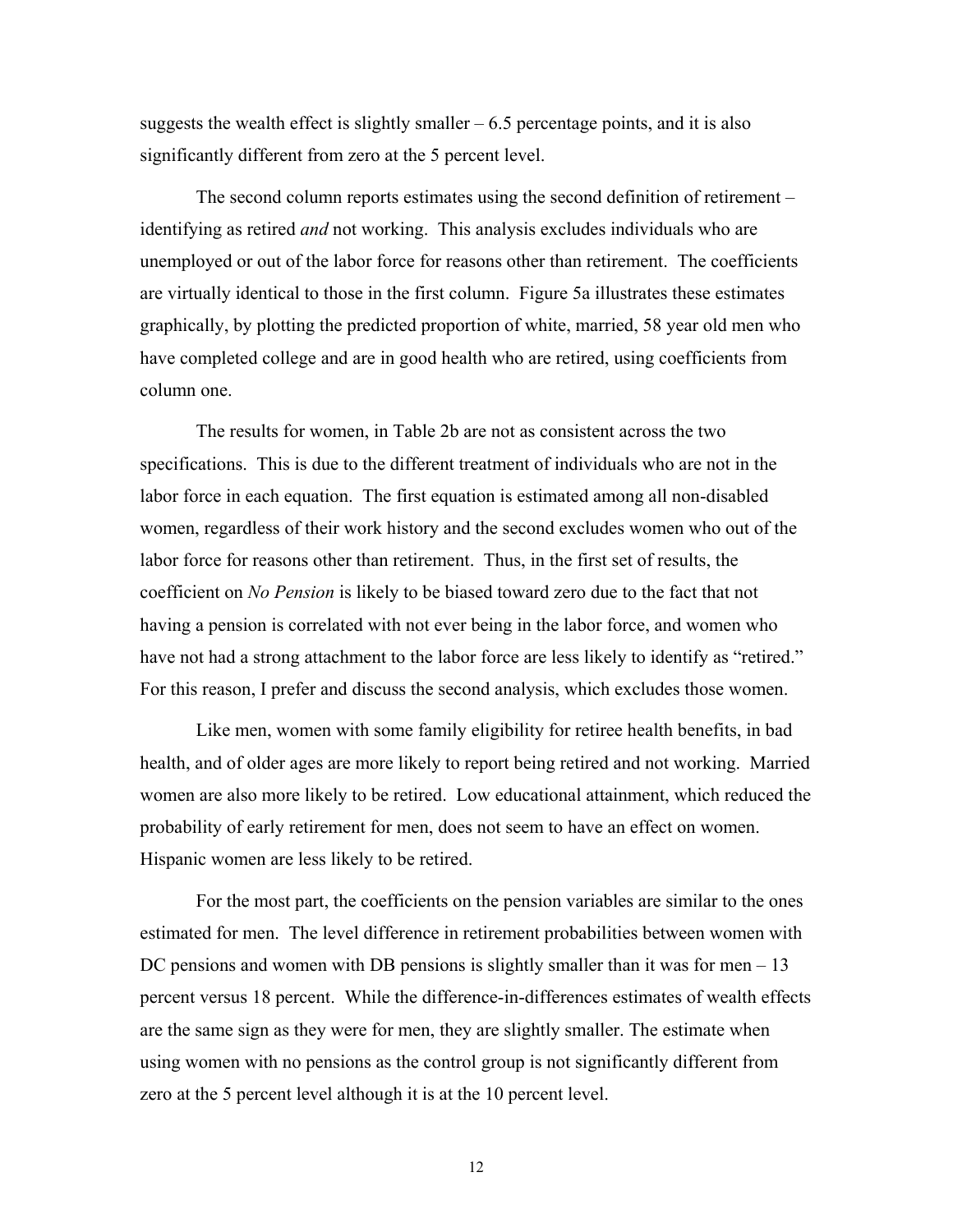suggests the wealth effect is slightly smaller – 6.5 percentage points, and it is also significantly different from zero at the 5 percent level.

The second column reports estimates using the second definition of retirement – identifying as retired *and* not working. This analysis excludes individuals who are unemployed or out of the labor force for reasons other than retirement. The coefficients are virtually identical to those in the first column. Figure 5a illustrates these estimates graphically, by plotting the predicted proportion of white, married, 58 year old men who have completed college and are in good health who are retired, using coefficients from column one.

The results for women, in Table 2b are not as consistent across the two specifications. This is due to the different treatment of individuals who are not in the labor force in each equation. The first equation is estimated among all non-disabled women, regardless of their work history and the second excludes women who out of the labor force for reasons other than retirement. Thus, in the first set of results, the coefficient on *No Pension* is likely to be biased toward zero due to the fact that not having a pension is correlated with not ever being in the labor force, and women who have not had a strong attachment to the labor force are less likely to identify as "retired." For this reason, I prefer and discuss the second analysis, which excludes those women.

Like men, women with some family eligibility for retiree health benefits, in bad health, and of older ages are more likely to report being retired and not working. Married women are also more likely to be retired. Low educational attainment, which reduced the probability of early retirement for men, does not seem to have an effect on women. Hispanic women are less likely to be retired.

For the most part, the coefficients on the pension variables are similar to the ones estimated for men. The level difference in retirement probabilities between women with DC pensions and women with DB pensions is slightly smaller than it was for men – 13 percent versus 18 percent. While the difference-in-differences estimates of wealth effects are the same sign as they were for men, they are slightly smaller. The estimate when using women with no pensions as the control group is not significantly different from zero at the 5 percent level although it is at the 10 percent level.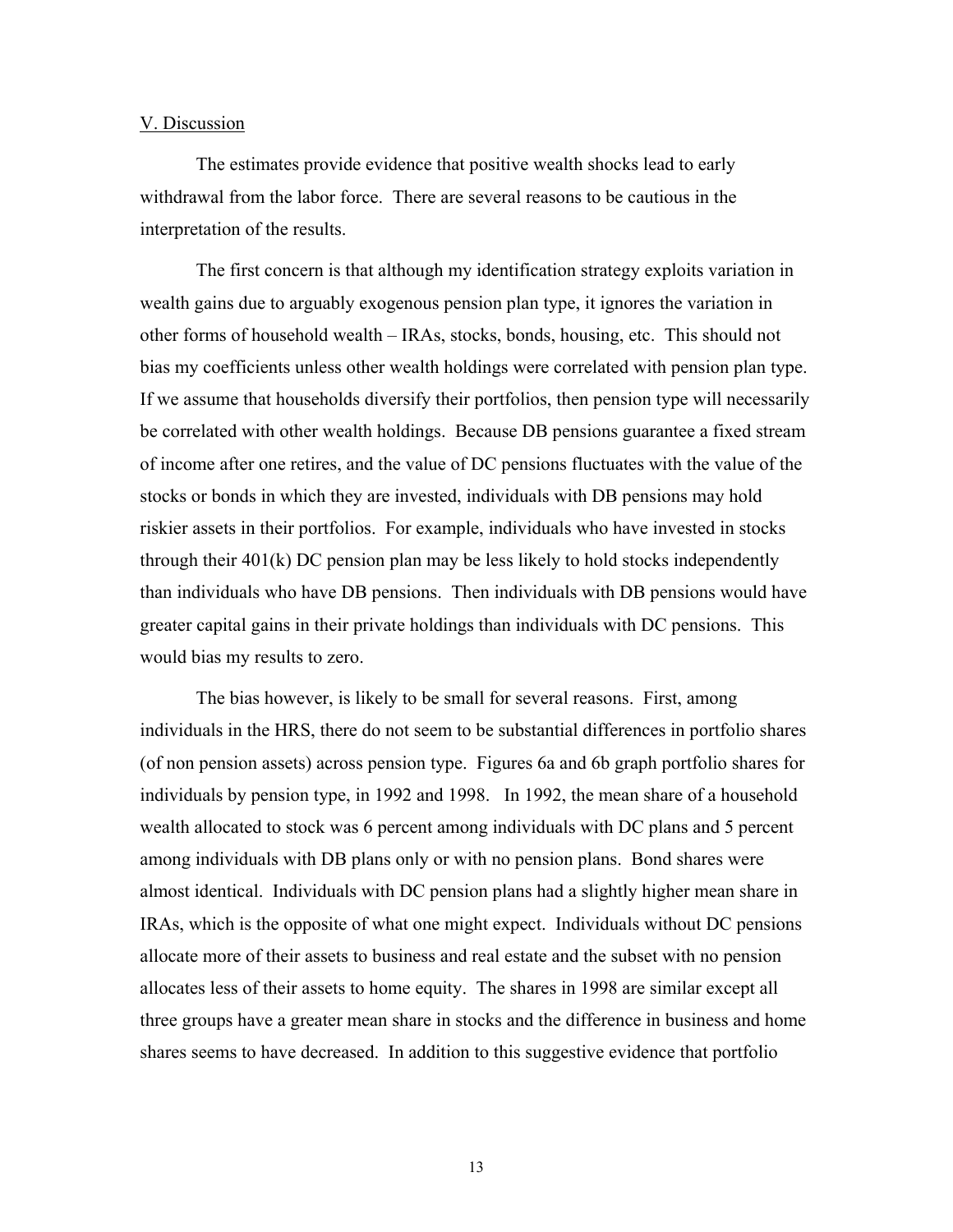## V. Discussion

The estimates provide evidence that positive wealth shocks lead to early withdrawal from the labor force. There are several reasons to be cautious in the interpretation of the results.

The first concern is that although my identification strategy exploits variation in wealth gains due to arguably exogenous pension plan type, it ignores the variation in other forms of household wealth – IRAs, stocks, bonds, housing, etc. This should not bias my coefficients unless other wealth holdings were correlated with pension plan type. If we assume that households diversify their portfolios, then pension type will necessarily be correlated with other wealth holdings. Because DB pensions guarantee a fixed stream of income after one retires, and the value of DC pensions fluctuates with the value of the stocks or bonds in which they are invested, individuals with DB pensions may hold riskier assets in their portfolios. For example, individuals who have invested in stocks through their 401(k) DC pension plan may be less likely to hold stocks independently than individuals who have DB pensions. Then individuals with DB pensions would have greater capital gains in their private holdings than individuals with DC pensions. This would bias my results to zero.

The bias however, is likely to be small for several reasons. First, among individuals in the HRS, there do not seem to be substantial differences in portfolio shares (of non pension assets) across pension type. Figures 6a and 6b graph portfolio shares for individuals by pension type, in 1992 and 1998. In 1992, the mean share of a household wealth allocated to stock was 6 percent among individuals with DC plans and 5 percent among individuals with DB plans only or with no pension plans. Bond shares were almost identical. Individuals with DC pension plans had a slightly higher mean share in IRAs, which is the opposite of what one might expect. Individuals without DC pensions allocate more of their assets to business and real estate and the subset with no pension allocates less of their assets to home equity. The shares in 1998 are similar except all three groups have a greater mean share in stocks and the difference in business and home shares seems to have decreased. In addition to this suggestive evidence that portfolio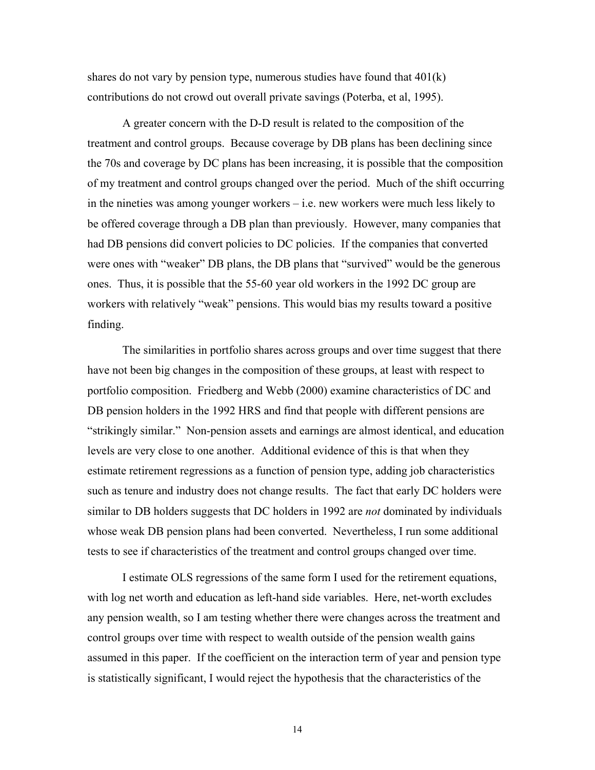shares do not vary by pension type, numerous studies have found that 401(k) contributions do not crowd out overall private savings (Poterba, et al, 1995).

A greater concern with the D-D result is related to the composition of the treatment and control groups. Because coverage by DB plans has been declining since the 70s and coverage by DC plans has been increasing, it is possible that the composition of my treatment and control groups changed over the period. Much of the shift occurring in the nineties was among younger workers – i.e. new workers were much less likely to be offered coverage through a DB plan than previously. However, many companies that had DB pensions did convert policies to DC policies. If the companies that converted were ones with "weaker" DB plans, the DB plans that "survived" would be the generous ones. Thus, it is possible that the 55-60 year old workers in the 1992 DC group are workers with relatively "weak" pensions. This would bias my results toward a positive finding.

The similarities in portfolio shares across groups and over time suggest that there have not been big changes in the composition of these groups, at least with respect to portfolio composition. Friedberg and Webb (2000) examine characteristics of DC and DB pension holders in the 1992 HRS and find that people with different pensions are "strikingly similar." Non-pension assets and earnings are almost identical, and education levels are very close to one another. Additional evidence of this is that when they estimate retirement regressions as a function of pension type, adding job characteristics such as tenure and industry does not change results. The fact that early DC holders were similar to DB holders suggests that DC holders in 1992 are *not* dominated by individuals whose weak DB pension plans had been converted. Nevertheless, I run some additional tests to see if characteristics of the treatment and control groups changed over time.

I estimate OLS regressions of the same form I used for the retirement equations, with log net worth and education as left-hand side variables. Here, net-worth excludes any pension wealth, so I am testing whether there were changes across the treatment and control groups over time with respect to wealth outside of the pension wealth gains assumed in this paper. If the coefficient on the interaction term of year and pension type is statistically significant, I would reject the hypothesis that the characteristics of the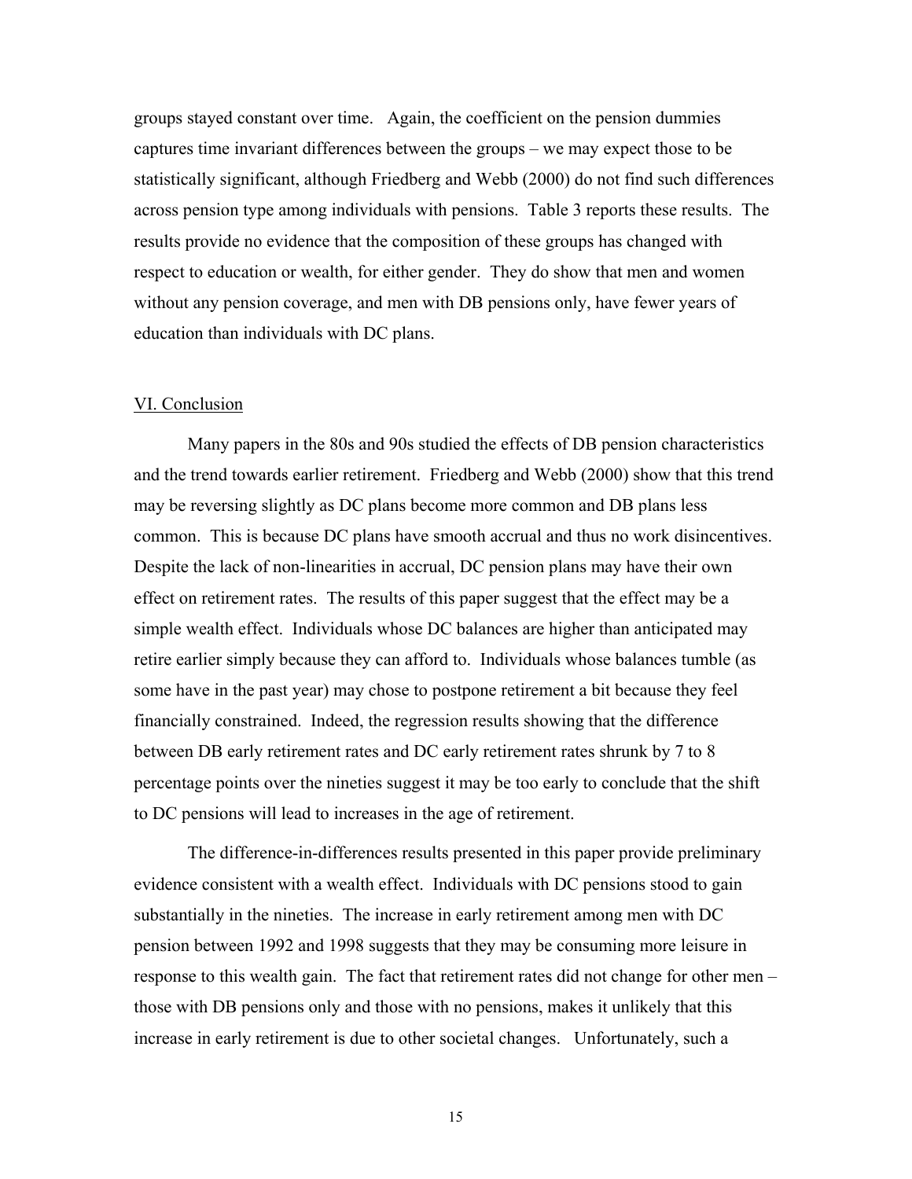groups stayed constant over time. Again, the coefficient on the pension dummies captures time invariant differences between the groups – we may expect those to be statistically significant, although Friedberg and Webb (2000) do not find such differences across pension type among individuals with pensions. Table 3 reports these results. The results provide no evidence that the composition of these groups has changed with respect to education or wealth, for either gender. They do show that men and women without any pension coverage, and men with DB pensions only, have fewer years of education than individuals with DC plans.

## VI. Conclusion

Many papers in the 80s and 90s studied the effects of DB pension characteristics and the trend towards earlier retirement. Friedberg and Webb (2000) show that this trend may be reversing slightly as DC plans become more common and DB plans less common. This is because DC plans have smooth accrual and thus no work disincentives. Despite the lack of non-linearities in accrual, DC pension plans may have their own effect on retirement rates. The results of this paper suggest that the effect may be a simple wealth effect. Individuals whose DC balances are higher than anticipated may retire earlier simply because they can afford to. Individuals whose balances tumble (as some have in the past year) may chose to postpone retirement a bit because they feel financially constrained. Indeed, the regression results showing that the difference between DB early retirement rates and DC early retirement rates shrunk by 7 to 8 percentage points over the nineties suggest it may be too early to conclude that the shift to DC pensions will lead to increases in the age of retirement.

The difference-in-differences results presented in this paper provide preliminary evidence consistent with a wealth effect. Individuals with DC pensions stood to gain substantially in the nineties. The increase in early retirement among men with DC pension between 1992 and 1998 suggests that they may be consuming more leisure in response to this wealth gain. The fact that retirement rates did not change for other men – those with DB pensions only and those with no pensions, makes it unlikely that this increase in early retirement is due to other societal changes. Unfortunately, such a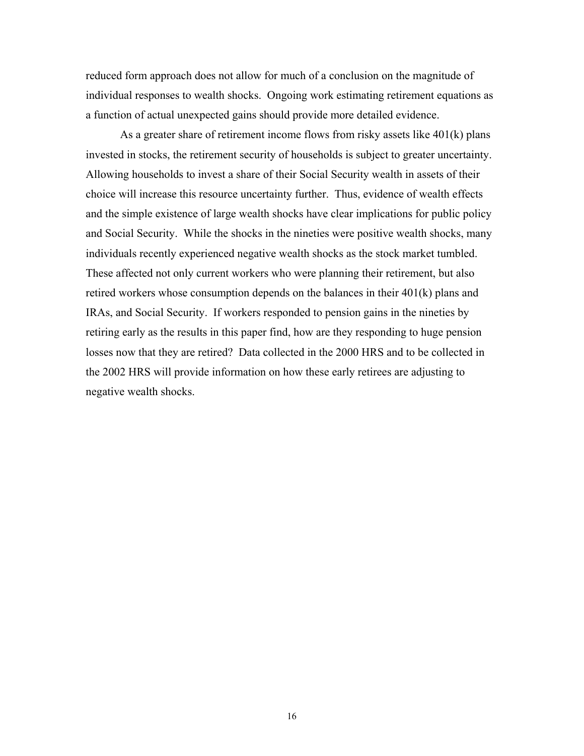reduced form approach does not allow for much of a conclusion on the magnitude of individual responses to wealth shocks. Ongoing work estimating retirement equations as a function of actual unexpected gains should provide more detailed evidence.

As a greater share of retirement income flows from risky assets like 401(k) plans invested in stocks, the retirement security of households is subject to greater uncertainty. Allowing households to invest a share of their Social Security wealth in assets of their choice will increase this resource uncertainty further. Thus, evidence of wealth effects and the simple existence of large wealth shocks have clear implications for public policy and Social Security. While the shocks in the nineties were positive wealth shocks, many individuals recently experienced negative wealth shocks as the stock market tumbled. These affected not only current workers who were planning their retirement, but also retired workers whose consumption depends on the balances in their 401(k) plans and IRAs, and Social Security. If workers responded to pension gains in the nineties by retiring early as the results in this paper find, how are they responding to huge pension losses now that they are retired? Data collected in the 2000 HRS and to be collected in the 2002 HRS will provide information on how these early retirees are adjusting to negative wealth shocks.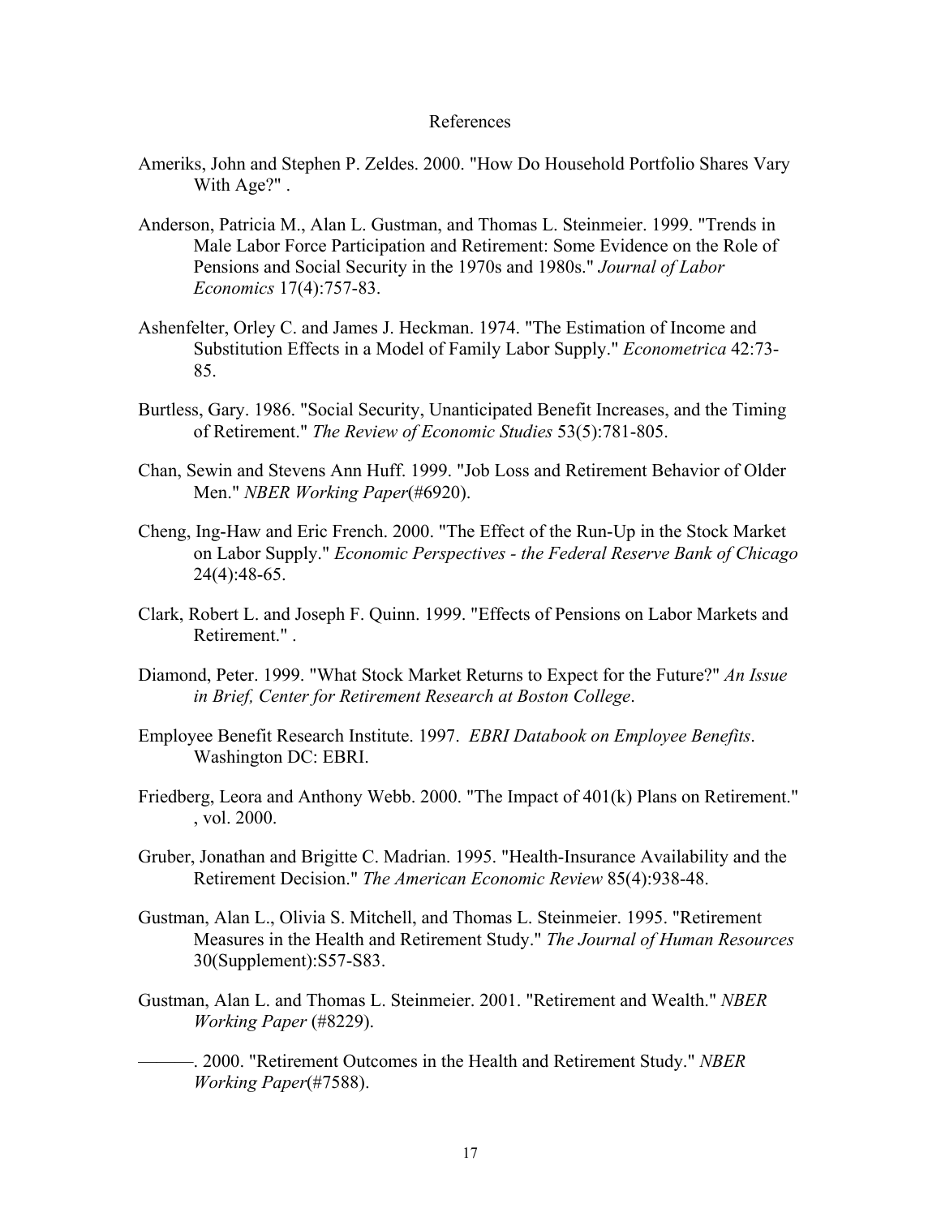# References

Ameriks, John and Stephen P. Zeldes. 2000. "How Do Household Portfolio Shares Vary With Age?" .

Anderson, Patricia M., Alan L. Gustman, and Thomas L. Steinmeier. 1999. "Trends in Male Labor Force Participation and Retirement: Some Evidence on the Role of Pensions and Social Security in the 1970s and 1980s." *Journal of Labor Economics* 17(4):757-83.

Ashenfelter, Orley C. and James J. Heckman. 1974. "The Estimation of Income and Substitution Effects in a Model of Family Labor Supply." *Econometrica* 42:73-85.

Burtless, Gary. 1986. "Social Security, Unanticipated Benefit Increases, and the Timing of Retirement." *The Review of Economic Studies* 53(5):781-805.

Chan, Sewin and Stevens Ann Huff. 1999. "Job Loss and Retirement Behavior of Older Men." *NBER Working Paper*(#6920).

Cheng, Ing-Haw and Eric French. 2000. "The Effect of the Run-Up in the Stock Market on Labor Supply." *Economic Perspectives - the Federal Reserve Bank of Chicago* 24(4):48-65.

Clark, Robert L. and Joseph F. Quinn. 1999. "Effects of Pensions on Labor Markets and Retirement." .

Diamond, Peter. 1999. "What Stock Market Returns to Expect for the Future?" *An Issue in Brief, Center for Retirement Research at Boston College*.

Employee Benefit Research Institute. 1997. *EBRI Databook on Employee Benefits*. Washington DC: EBRI.

Friedberg, Leora and Anthony Webb. 2000. "The Impact of 401(k) Plans on Retirement." , vol. 2000.

Gruber, Jonathan and Brigitte C. Madrian. 1995. "Health-Insurance Availability and the Retirement Decision." *The American Economic Review* 85(4):938-48.

Gustman, Alan L., Olivia S. Mitchell, and Thomas L. Steinmeier. 1995. "Retirement Measures in the Health and Retirement Study." *The Journal of Human Resources* 30(Supplement):S57-S83.

Gustman, Alan L. and Thomas L. Steinmeier. 2001. "Retirement and Wealth." *NBER Working Paper* (#8229).

———. 2000. "Retirement Outcomes in the Health and Retirement Study." *NBER Working Paper*(#7588).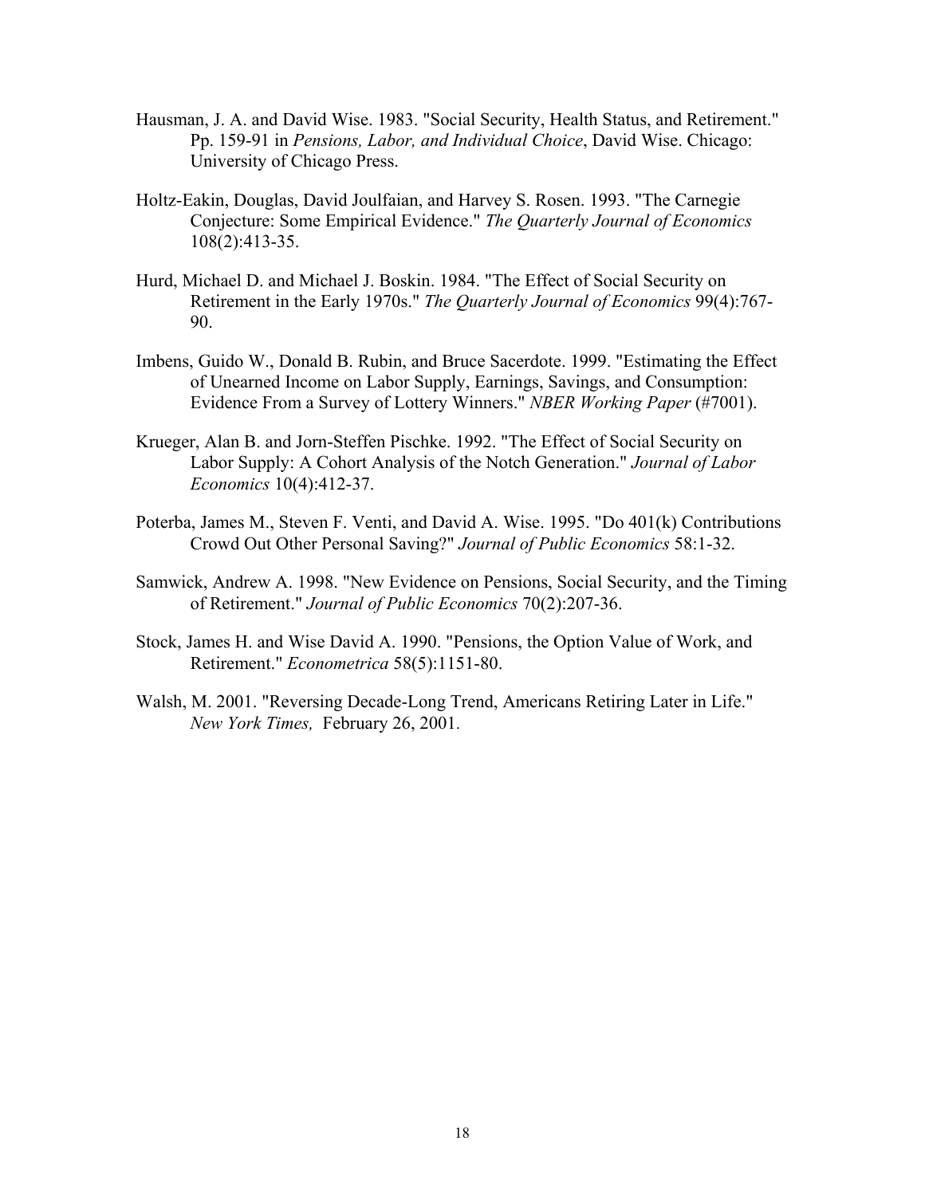Hausman, J. A. and David Wise. 1983. "Social Security, Health Status, and Retirement." Pp. 159-91 in *Pensions, Labor, and Individual Choice*, David Wise. Chicago: University of Chicago Press.

Holtz-Eakin, Douglas, David Joulfaian, and Harvey S. Rosen. 1993. "The Carnegie Conjecture: Some Empirical Evidence." *The Quarterly Journal of Economics* 108(2):413-35.

Hurd, Michael D. and Michael J. Boskin. 1984. "The Effect of Social Security on Retirement in the Early 1970s." *The Quarterly Journal of Economics* 99(4):767-90.

Imbens, Guido W., Donald B. Rubin, and Bruce Sacerdote. 1999. "Estimating the Effect of Unearned Income on Labor Supply, Earnings, Savings, and Consumption: Evidence From a Survey of Lottery Winners." *NBER Working Paper* (#7001).

Krueger, Alan B. and Jorn-Steffen Pischke. 1992. "The Effect of Social Security on Labor Supply: A Cohort Analysis of the Notch Generation." *Journal of Labor Economics* 10(4):412-37.

Poterba, James M., Steven F. Venti, and David A. Wise. 1995. "Do 401(k) Contributions Crowd Out Other Personal Saving?" *Journal of Public Economics* 58:1-32.

Samwick, Andrew A. 1998. "New Evidence on Pensions, Social Security, and the Timing of Retirement." *Journal of Public Economics* 70(2):207-36.

Stock, James H. and Wise David A. 1990. "Pensions, the Option Value of Work, and Retirement." *Econometrica* 58(5):1151-80.

Walsh, M. 2001. "Reversing Decade-Long Trend, Americans Retiring Later in Life." *New York Times,* February 26, 2001.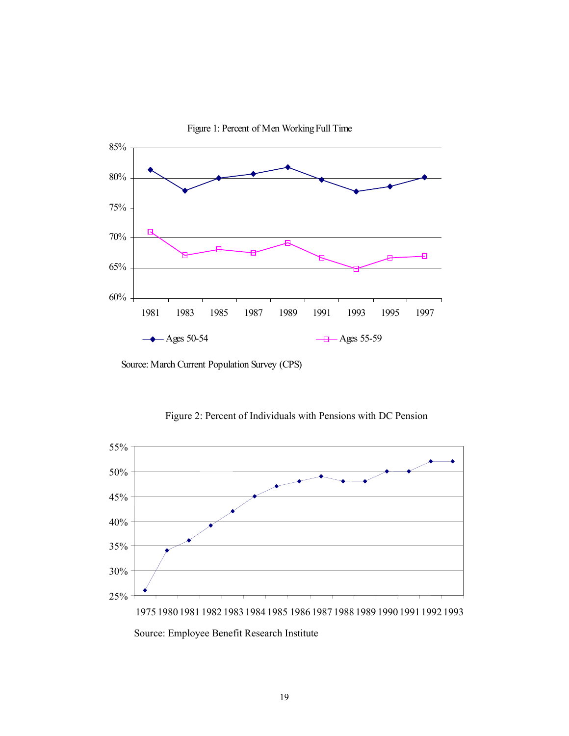Figure 1: Percent of Men Working Full Time

Source: March Current Population Survey (CPS)

Figure 2: Percent of Individuals with Pensions with DC Pension

Source: Employee Benefit Research Institute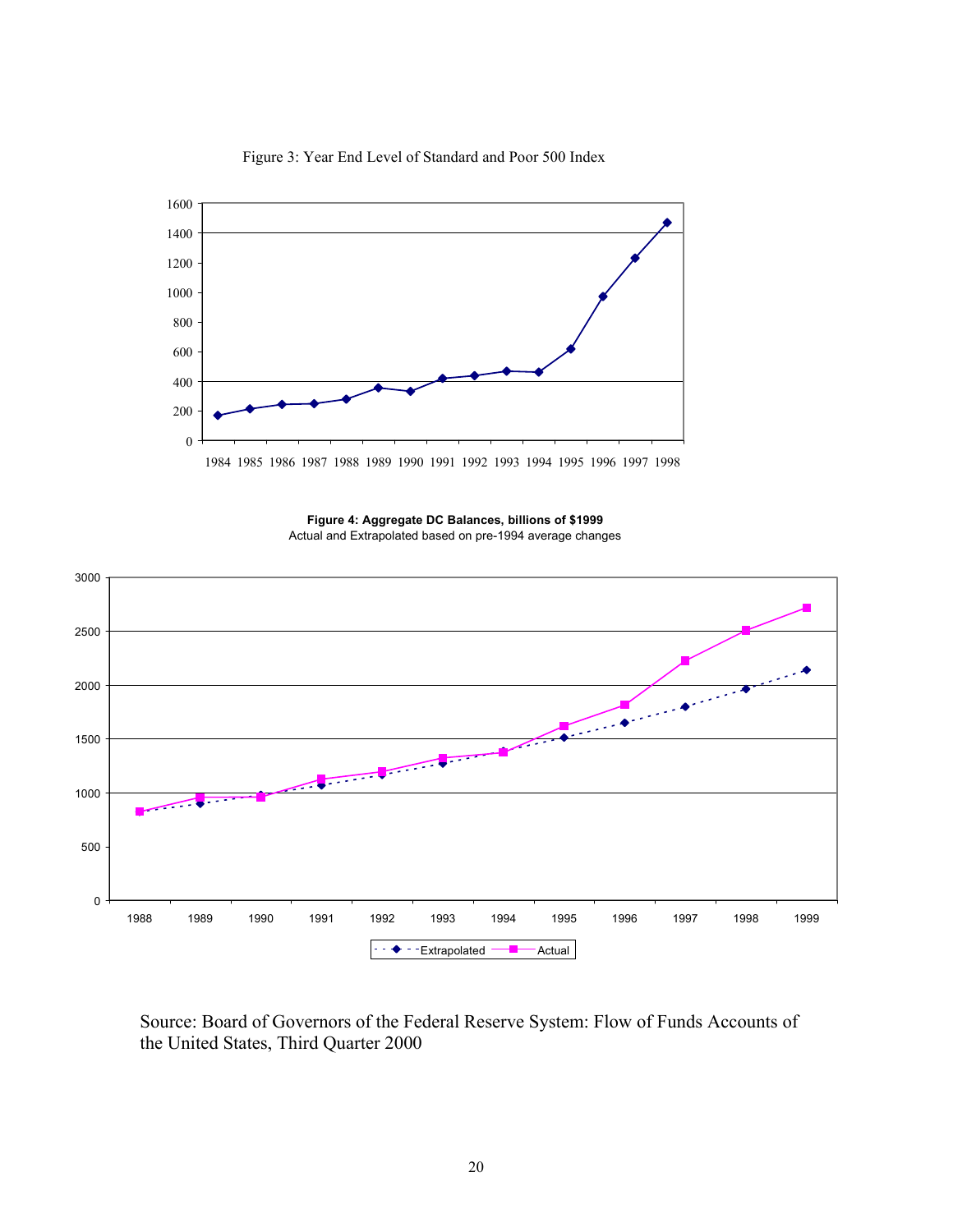Figure 3: Year End Level of Standard and Poor 500 Index

**Figure 4: Aggregate DC Balances, billions of $1999**

Actual and Extrapolated based on pre-1994 average changes

Source: Board of Governors of the Federal Reserve System: Flow of Funds Accounts of the United States, Third Quarter 2000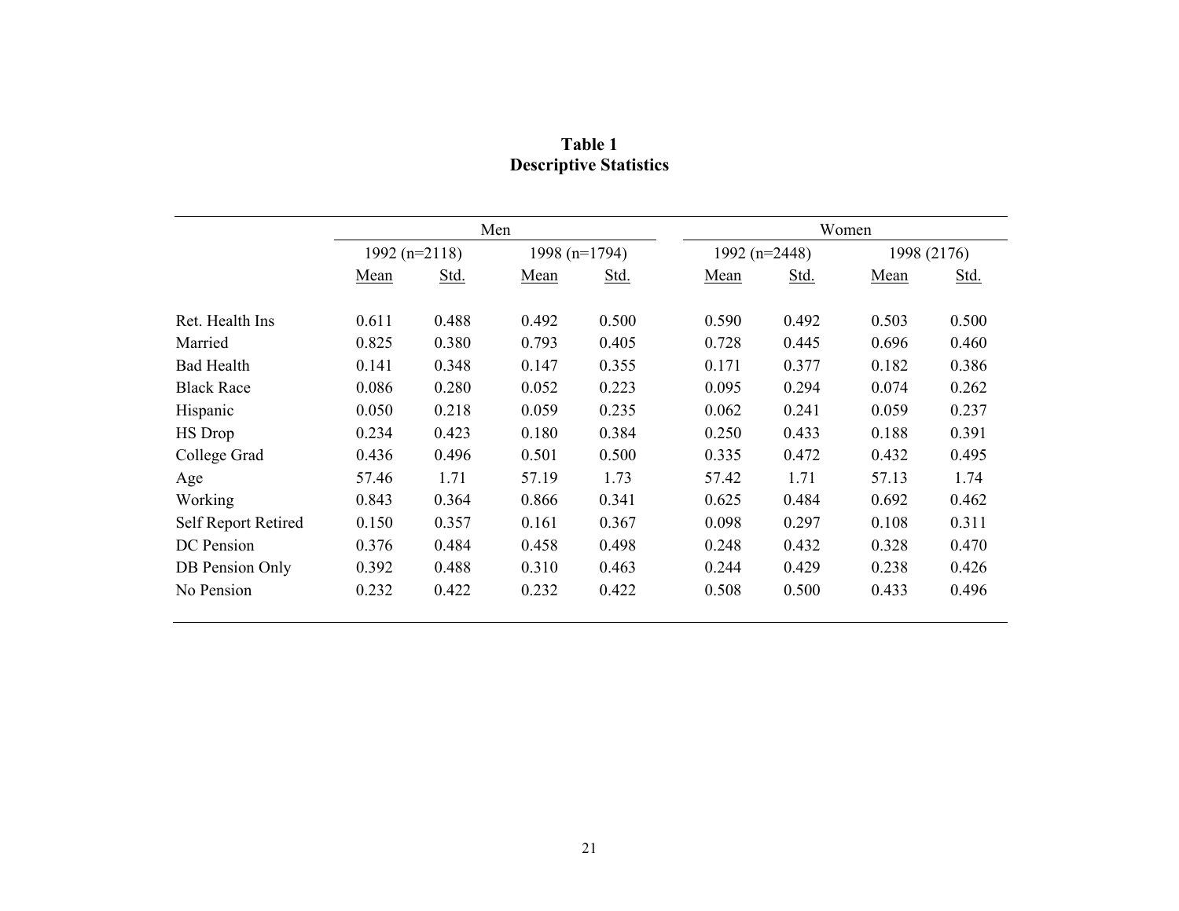**Table 1**
**Descriptive Statistics**

| | Men | | | | Women | | | |
|---|---|---|---|---|---|---|---|---|
| | 1992 (n=2118) | | 1998 (n=1794) | | 1992 (n=2448) | | 1998 (2176) | |
| | Mean | Std. | Mean | Std. | Mean | Std. | Mean | Std. |
| Ret. Health Ins | 0.611 | 0.488 | 0.492 | 0.500 | 0.590 | 0.492 | 0.503 | 0.500 |
| Married | 0.825 | 0.380 | 0.793 | 0.405 | 0.728 | 0.445 | 0.696 | 0.460 |
| Bad Health | 0.141 | 0.348 | 0.147 | 0.355 | 0.171 | 0.377 | 0.182 | 0.386 |
| Black Race | 0.086 | 0.280 | 0.052 | 0.223 | 0.095 | 0.294 | 0.074 | 0.262 |
| Hispanic | 0.050 | 0.218 | 0.059 | 0.235 | 0.062 | 0.241 | 0.059 | 0.237 |
| HS Drop | 0.234 | 0.423 | 0.180 | 0.384 | 0.250 | 0.433 | 0.188 | 0.391 |
| College Grad | 0.436 | 0.496 | 0.501 | 0.500 | 0.335 | 0.472 | 0.432 | 0.495 |
| Age | 57.46 | 1.71 | 57.19 | 1.73 | 57.42 | 1.71 | 57.13 | 1.74 |
| Working | 0.843 | 0.364 | 0.866 | 0.341 | 0.625 | 0.484 | 0.692 | 0.462 |
| Self Report Retired | 0.150 | 0.357 | 0.161 | 0.367 | 0.098 | 0.297 | 0.108 | 0.311 |
| DC Pension | 0.376 | 0.484 | 0.458 | 0.498 | 0.248 | 0.432 | 0.328 | 0.470 |
| DB Pension Only | 0.392 | 0.488 | 0.310 | 0.463 | 0.244 | 0.429 | 0.238 | 0.426 |
| No Pension | 0.232 | 0.422 | 0.232 | 0.422 | 0.508 | 0.500 | 0.433 | 0.496 |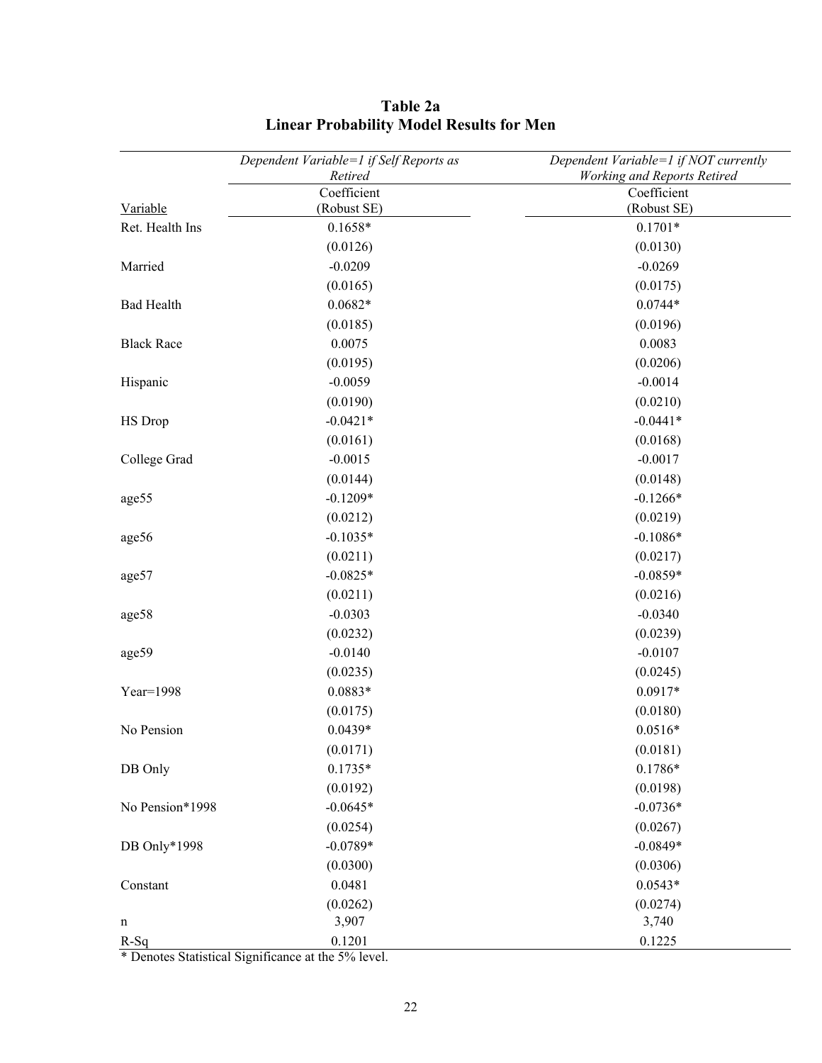**Table 2a**
**Linear Probability Model Results for Men**

| Variable | *Dependent Variable=1 if Self Reports as Retired* | *Dependent Variable=1 if NOT currently Working and Reports Retired* |
|---|---|---|
| | Coefficient (Robust SE) | Coefficient (Robust SE) |
| Ret. Health Ins | 0.1658* | 0.1701* |
| | (0.0126) | (0.0130) |
| Married | -0.0209 | -0.0269 |
| | (0.0165) | (0.0175) |
| Bad Health | 0.0682* | 0.0744* |
| | (0.0185) | (0.0196) |
| Black Race | 0.0075 | 0.0083 |
| | (0.0195) | (0.0206) |
| Hispanic | -0.0059 | -0.0014 |
| | (0.0190) | (0.0210) |
| HS Drop | -0.0421* | -0.0441* |
| | (0.0161) | (0.0168) |
| College Grad | -0.0015 | -0.0017 |
| | (0.0144) | (0.0148) |
| age55 | -0.1209* | -0.1266* |
| | (0.0212) | (0.0219) |
| age56 | -0.1035* | -0.1086* |
| | (0.0211) | (0.0217) |
| age57 | -0.0825* | -0.0859* |
| | (0.0211) | (0.0216) |
| age58 | -0.0303 | -0.0340 |
| | (0.0232) | (0.0239) |
| age59 | -0.0140 | -0.0107 |
| | (0.0235) | (0.0245) |
| Year=1998 | 0.0883* | 0.0917* |
| | (0.0175) | (0.0180) |
| No Pension | 0.0439* | 0.0516* |
| | (0.0171) | (0.0181) |
| DB Only | 0.1735* | 0.1786* |
| | (0.0192) | (0.0198) |
| No Pension*1998 | -0.0645* | -0.0736* |
| | (0.0254) | (0.0267) |
| DB Only*1998 | -0.0789* | -0.0849* |
| | (0.0300) | (0.0306) |
| Constant | 0.0481 | 0.0543* |
| | (0.0262) | (0.0274) |
| n | 3,907 | 3,740 |
| R-Sq | 0.1201 | 0.1225 |

* Denotes Statistical Significance at the 5% level.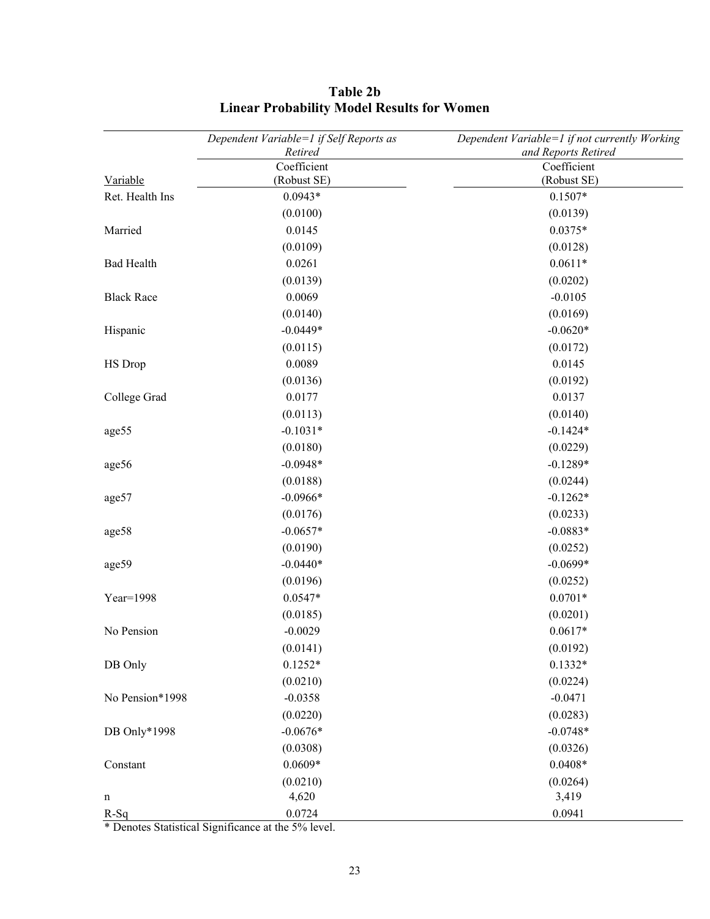## Table 2b
## Linear Probability Model Results for Women

| Variable | *Dependent Variable=1 if Self Reports as Retired* Coefficient (Robust SE) | *Dependent Variable=1 if not currently Working and Reports Retired* Coefficient (Robust SE) |
|---|---|---|
| Ret. Health Ins | 0.0943* | 0.1507* |
| | (0.0100) | (0.0139) |
| Married | 0.0145 | 0.0375* |
| | (0.0109) | (0.0128) |
| Bad Health | 0.0261 | 0.0611* |
| | (0.0139) | (0.0202) |
| Black Race | 0.0069 | -0.0105 |
| | (0.0140) | (0.0169) |
| Hispanic | -0.0449* | -0.0620* |
| | (0.0115) | (0.0172) |
| HS Drop | 0.0089 | 0.0145 |
| | (0.0136) | (0.0192) |
| College Grad | 0.0177 | 0.0137 |
| | (0.0113) | (0.0140) |
| age55 | -0.1031* | -0.1424* |
| | (0.0180) | (0.0229) |
| age56 | -0.0948* | -0.1289* |
| | (0.0188) | (0.0244) |
| age57 | -0.0966* | -0.1262* |
| | (0.0176) | (0.0233) |
| age58 | -0.0657* | -0.0883* |
| | (0.0190) | (0.0252) |
| age59 | -0.0440* | -0.0699* |
| | (0.0196) | (0.0252) |
| Year=1998 | 0.0547* | 0.0701* |
| | (0.0185) | (0.0201) |
| No Pension | -0.0029 | 0.0617* |
| | (0.0141) | (0.0192) |
| DB Only | 0.1252* | 0.1332* |
| | (0.0210) | (0.0224) |
| No Pension*1998 | -0.0358 | -0.0471 |
| | (0.0220) | (0.0283) |
| DB Only*1998 | -0.0676* | -0.0748* |
| | (0.0308) | (0.0326) |
| Constant | 0.0609* | 0.0408* |
| | (0.0210) | (0.0264) |
| n | 4,620 | 3,419 |
| R-Sq | 0.0724 | 0.0941 |

* Denotes Statistical Significance at the 5% level.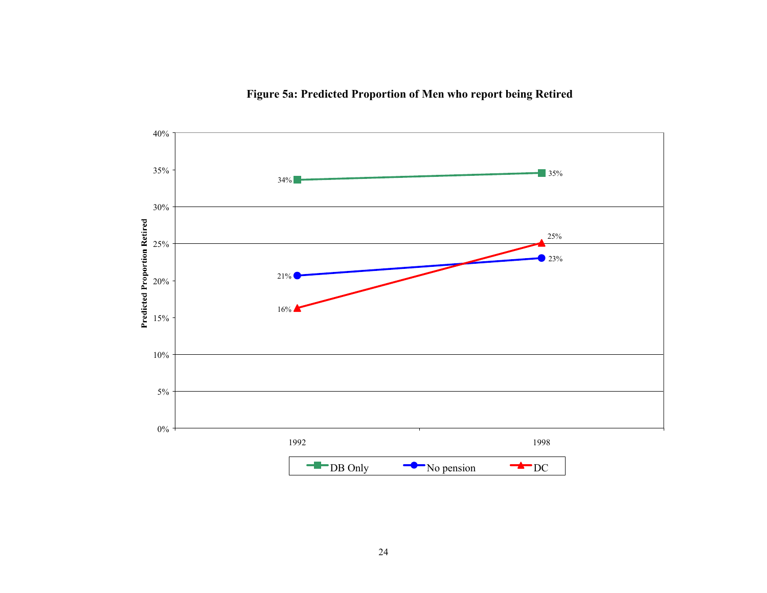**Figure 5a: Predicted Proportion of Men who report being Retired**

| | 1992 | 1998 |
|---|---|---|
| DB Only | 34% | 35% |
| No pension | 21% | 23% |
| DC | 16% | 25% |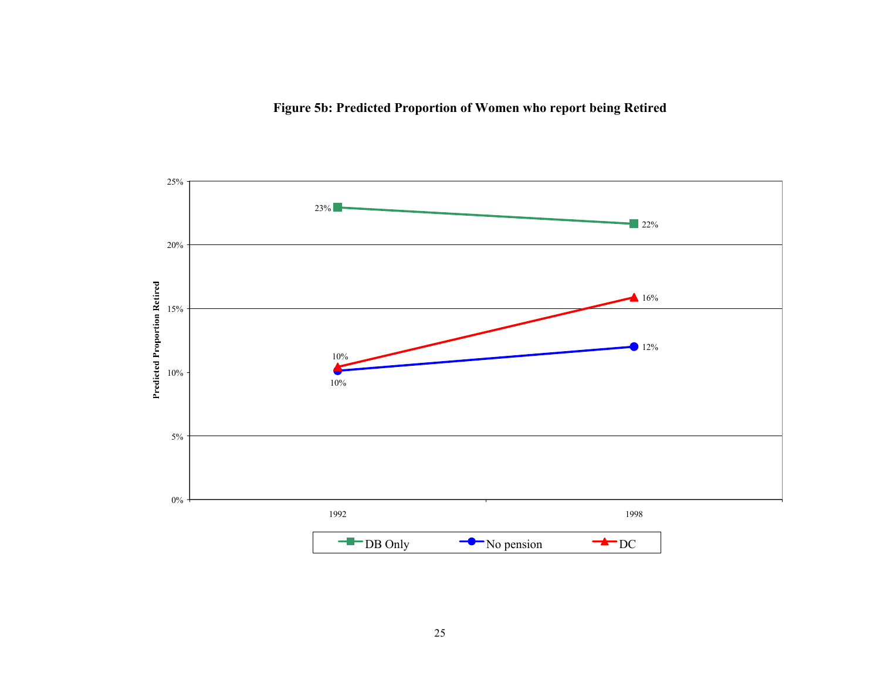**Figure 5b: Predicted Proportion of Women who report being Retired**

| | 1992 | 1998 |
|---|---|---|
| DB Only | 23% | 22% |
| No pension | 10% | 12% |
| DC | 10% | 16% |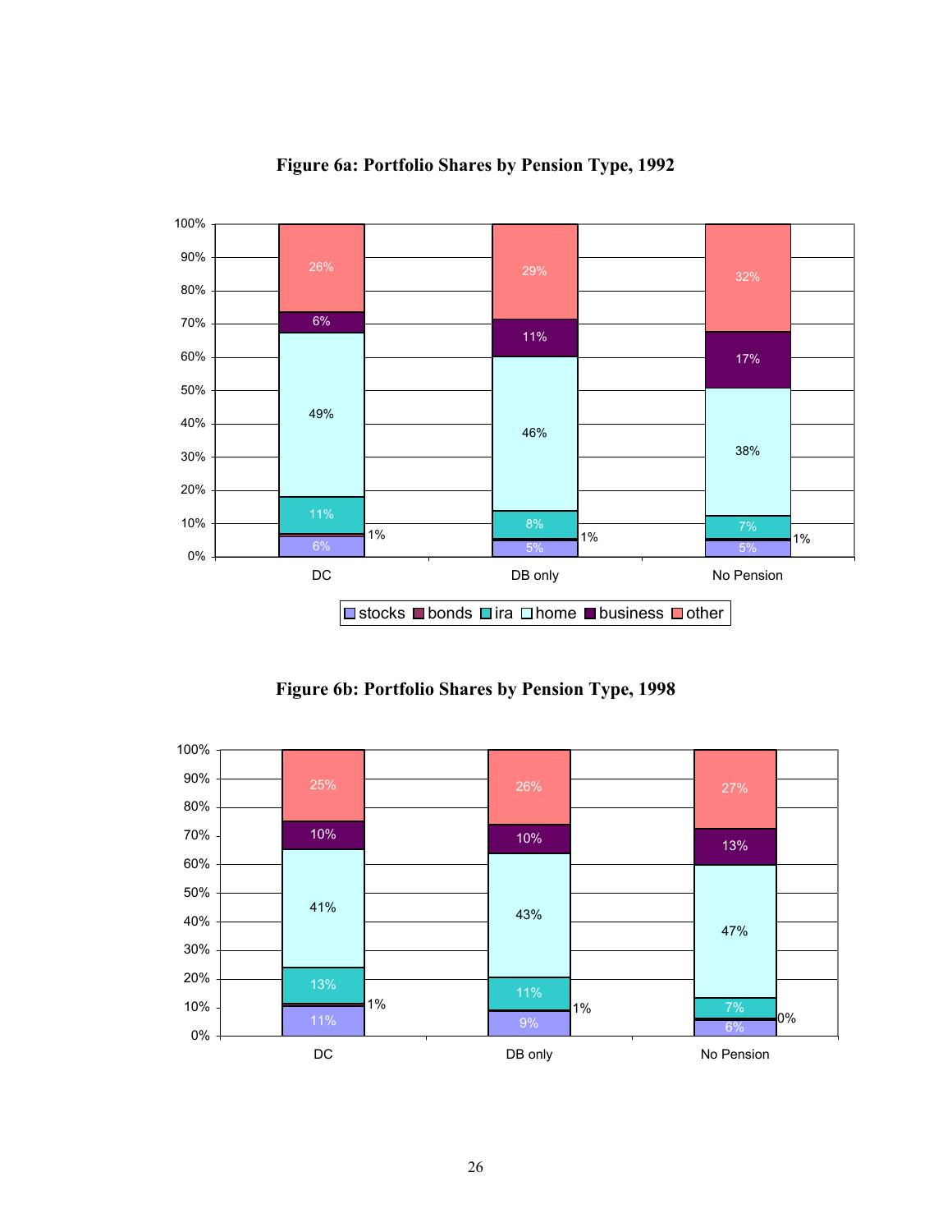**Figure 6a: Portfolio Shares by Pension Type, 1992**

| | DC | DB only | No Pension |
|---|---|---|---|
| stocks | 6% | 5% | 5% |
| bonds | 1% | 1% | 1% |
| ira | 11% | 8% | 7% |
| home | 49% | 46% | 38% |
| business | 6% | 11% | 17% |
| other | 26% | 29% | 32% |

**Figure 6b: Portfolio Shares by Pension Type, 1998**

| | DC | DB only | No Pension |
|---|---|---|---|
| stocks | 11% | 9% | 6% |
| bonds | 1% | 1% | 0% |
| ira | 13% | 11% | 7% |
| home | 41% | 43% | 47% |
| business | 10% | 10% | 13% |
| other | 25% | 26% | 27% |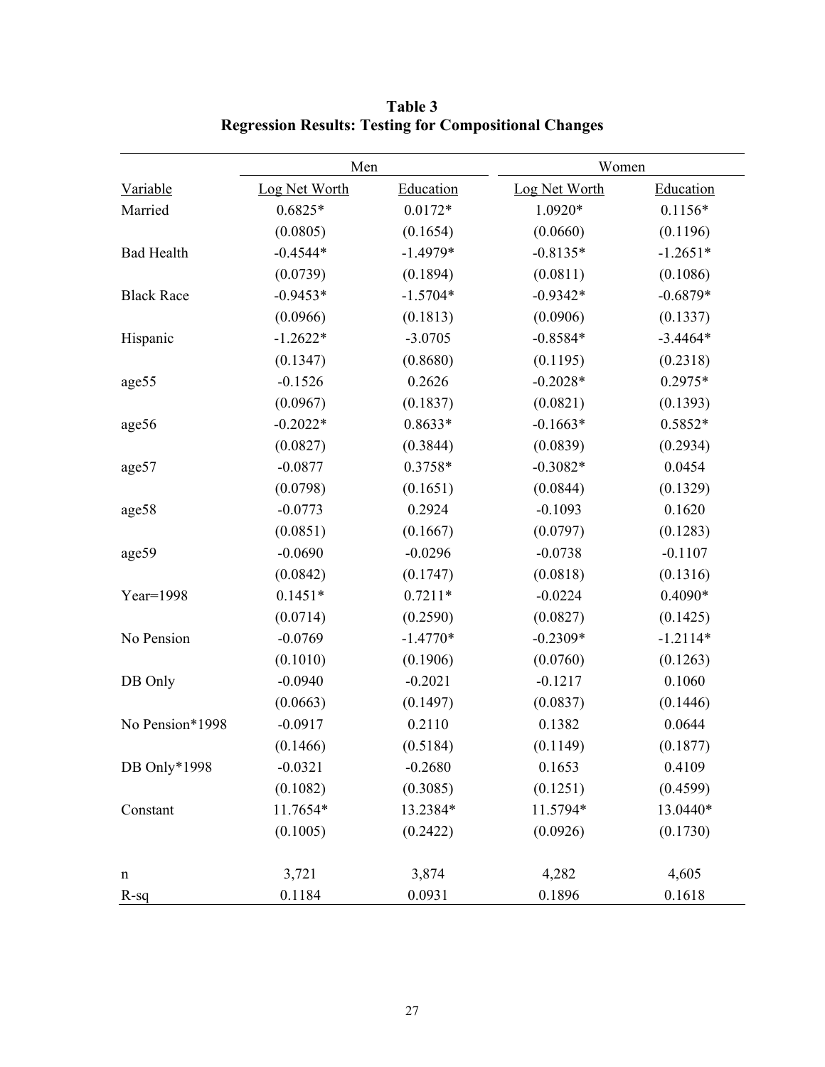**Table 3**
**Regression Results: Testing for Compositional Changes**

| | Men | | Women | |
|---|---|---|---|---|
| Variable | Log Net Worth | Education | Log Net Worth | Education |
| Married | 0.6825* | 0.0172* | 1.0920* | 0.1156* |
| | (0.0805) | (0.1654) | (0.0660) | (0.1196) |
| Bad Health | -0.4544* | -1.4979* | -0.8135* | -1.2651* |
| | (0.0739) | (0.1894) | (0.0811) | (0.1086) |
| Black Race | -0.9453* | -1.5704* | -0.9342* | -0.6879* |
| | (0.0966) | (0.1813) | (0.0906) | (0.1337) |
| Hispanic | -1.2622* | -3.0705 | -0.8584* | -3.4464* |
| | (0.1347) | (0.8680) | (0.1195) | (0.2318) |
| age55 | -0.1526 | 0.2626 | -0.2028* | 0.2975* |
| | (0.0967) | (0.1837) | (0.0821) | (0.1393) |
| age56 | -0.2022* | 0.8633* | -0.1663* | 0.5852* |
| | (0.0827) | (0.3844) | (0.0839) | (0.2934) |
| age57 | -0.0877 | 0.3758* | -0.3082* | 0.0454 |
| | (0.0798) | (0.1651) | (0.0844) | (0.1329) |
| age58 | -0.0773 | 0.2924 | -0.1093 | 0.1620 |
| | (0.0851) | (0.1667) | (0.0797) | (0.1283) |
| age59 | -0.0690 | -0.0296 | -0.0738 | -0.1107 |
| | (0.0842) | (0.1747) | (0.0818) | (0.1316) |
| Year=1998 | 0.1451* | 0.7211* | -0.0224 | 0.4090* |
| | (0.0714) | (0.2590) | (0.0827) | (0.1425) |
| No Pension | -0.0769 | -1.4770* | -0.2309* | -1.2114* |
| | (0.1010) | (0.1906) | (0.0760) | (0.1263) |
| DB Only | -0.0940 | -0.2021 | -0.1217 | 0.1060 |
| | (0.0663) | (0.1497) | (0.0837) | (0.1446) |
| No Pension*1998 | -0.0917 | 0.2110 | 0.1382 | 0.0644 |
| | (0.1466) | (0.5184) | (0.1149) | (0.1877) |
| DB Only*1998 | -0.0321 | -0.2680 | 0.1653 | 0.4109 |
| | (0.1082) | (0.3085) | (0.1251) | (0.4599) |
| Constant | 11.7654* | 13.2384* | 11.5794* | 13.0440* |
| | (0.1005) | (0.2422) | (0.0926) | (0.1730) |
| n | 3,721 | 3,874 | 4,282 | 4,605 |
| R-sq | 0.1184 | 0.0931 | 0.1896 | 0.1618 |